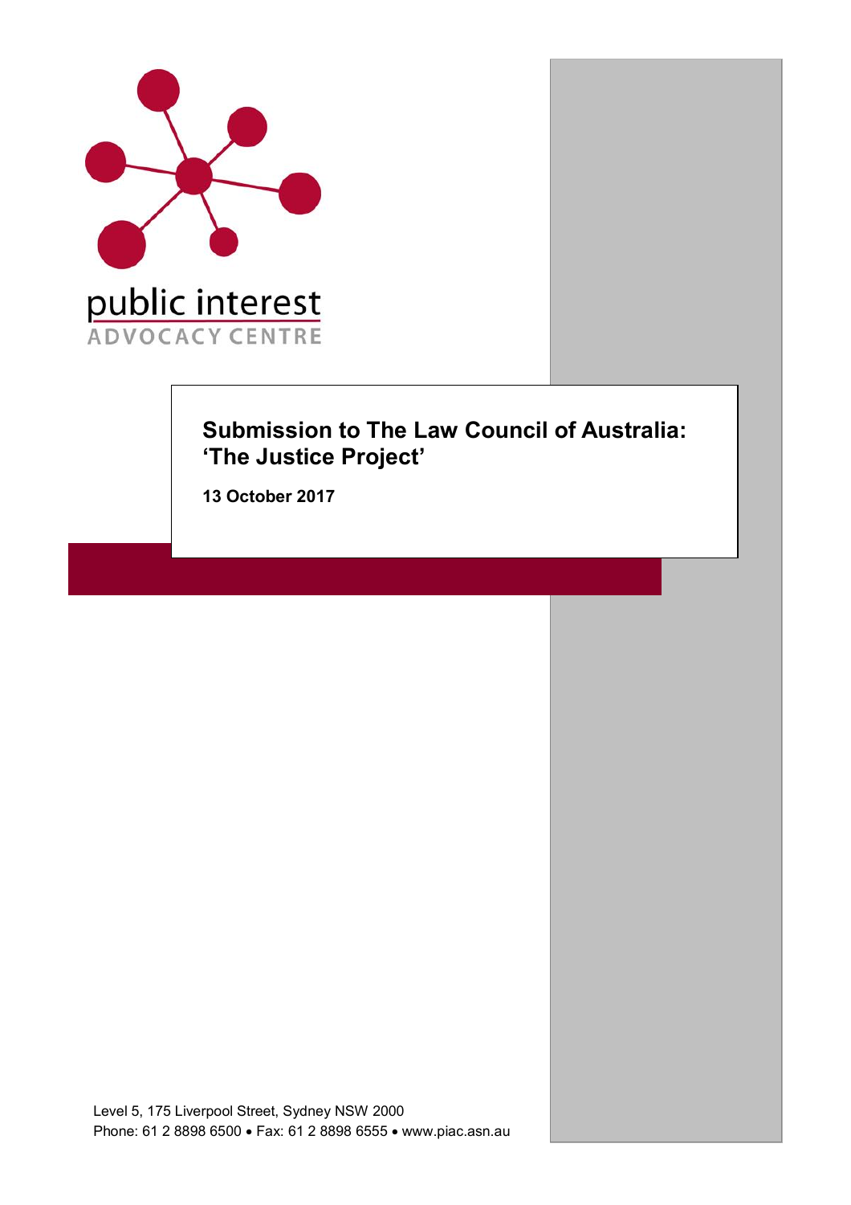public interest
ADVOCACY CENTRE

# Submission to The Law Council of Australia: 'The Justice Project'

**13 October 2017**

Level 5, 175 Liverpool Street, Sydney NSW 2000
Phone: 61 2 8898 6500 • Fax: 61 2 8898 6555 • www.piac.asn.au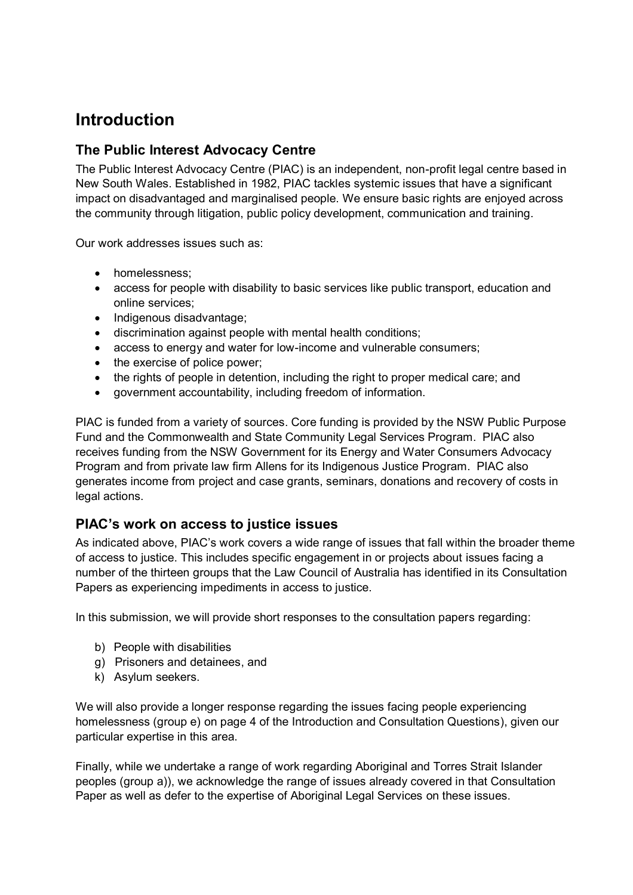# Introduction

## The Public Interest Advocacy Centre

The Public Interest Advocacy Centre (PIAC) is an independent, non-profit legal centre based in New South Wales. Established in 1982, PIAC tackles systemic issues that have a significant impact on disadvantaged and marginalised people. We ensure basic rights are enjoyed across the community through litigation, public policy development, communication and training.

Our work addresses issues such as:

- homelessness;
- access for people with disability to basic services like public transport, education and online services;
- Indigenous disadvantage;
- discrimination against people with mental health conditions;
- access to energy and water for low-income and vulnerable consumers;
- the exercise of police power;
- the rights of people in detention, including the right to proper medical care; and
- government accountability, including freedom of information.

PIAC is funded from a variety of sources. Core funding is provided by the NSW Public Purpose Fund and the Commonwealth and State Community Legal Services Program. PIAC also receives funding from the NSW Government for its Energy and Water Consumers Advocacy Program and from private law firm Allens for its Indigenous Justice Program. PIAC also generates income from project and case grants, seminars, donations and recovery of costs in legal actions.

## PIAC's work on access to justice issues

As indicated above, PIAC's work covers a wide range of issues that fall within the broader theme of access to justice. This includes specific engagement in or projects about issues facing a number of the thirteen groups that the Law Council of Australia has identified in its Consultation Papers as experiencing impediments in access to justice.

In this submission, we will provide short responses to the consultation papers regarding:

b) People with disabilities
g) Prisoners and detainees, and
k) Asylum seekers.

We will also provide a longer response regarding the issues facing people experiencing homelessness (group e) on page 4 of the Introduction and Consultation Questions), given our particular expertise in this area.

Finally, while we undertake a range of work regarding Aboriginal and Torres Strait Islander peoples (group a)), we acknowledge the range of issues already covered in that Consultation Paper as well as defer to the expertise of Aboriginal Legal Services on these issues.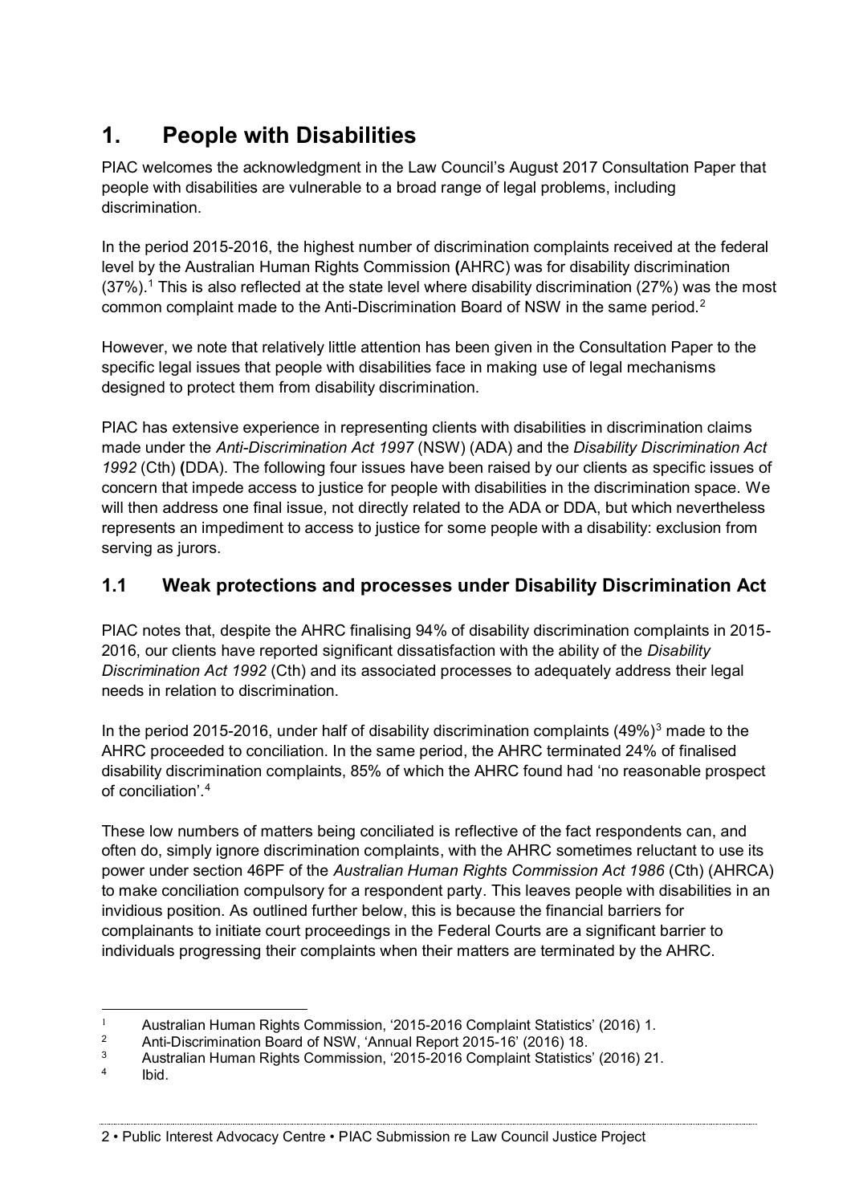# 1. People with Disabilities

PIAC welcomes the acknowledgment in the Law Council's August 2017 Consultation Paper that people with disabilities are vulnerable to a broad range of legal problems, including discrimination.

In the period 2015-2016, the highest number of discrimination complaints received at the federal level by the Australian Human Rights Commission **(**AHRC) was for disability discrimination (37%).[1] This is also reflected at the state level where disability discrimination (27%) was the most common complaint made to the Anti-Discrimination Board of NSW in the same period.[2]

However, we note that relatively little attention has been given in the Consultation Paper to the specific legal issues that people with disabilities face in making use of legal mechanisms designed to protect them from disability discrimination.

PIAC has extensive experience in representing clients with disabilities in discrimination claims made under the *Anti-Discrimination Act 1997* (NSW) (ADA) and the *Disability Discrimination Act 1992* (Cth) **(**DDA). The following four issues have been raised by our clients as specific issues of concern that impede access to justice for people with disabilities in the discrimination space. We will then address one final issue, not directly related to the ADA or DDA, but which nevertheless represents an impediment to access to justice for some people with a disability: exclusion from serving as jurors.

## 1.1 Weak protections and processes under Disability Discrimination Act

PIAC notes that, despite the AHRC finalising 94% of disability discrimination complaints in 2015-2016, our clients have reported significant dissatisfaction with the ability of the *Disability Discrimination Act 1992* (Cth) and its associated processes to adequately address their legal needs in relation to discrimination.

In the period 2015-2016, under half of disability discrimination complaints (49%)[3] made to the AHRC proceeded to conciliation. In the same period, the AHRC terminated 24% of finalised disability discrimination complaints, 85% of which the AHRC found had 'no reasonable prospect of conciliation'.[4]

These low numbers of matters being conciliated is reflective of the fact respondents can, and often do, simply ignore discrimination complaints, with the AHRC sometimes reluctant to use its power under section 46PF of the *Australian Human Rights Commission Act 1986* (Cth) (AHRCA) to make conciliation compulsory for a respondent party. This leaves people with disabilities in an invidious position. As outlined further below, this is because the financial barriers for complainants to initiate court proceedings in the Federal Courts are a significant barrier to individuals progressing their complaints when their matters are terminated by the AHRC.

---

[1] Australian Human Rights Commission, '2015-2016 Complaint Statistics' (2016) 1.

[2] Anti-Discrimination Board of NSW, 'Annual Report 2015-16' (2016) 18.

[3] Australian Human Rights Commission, '2015-2016 Complaint Statistics' (2016) 21.

[4] Ibid.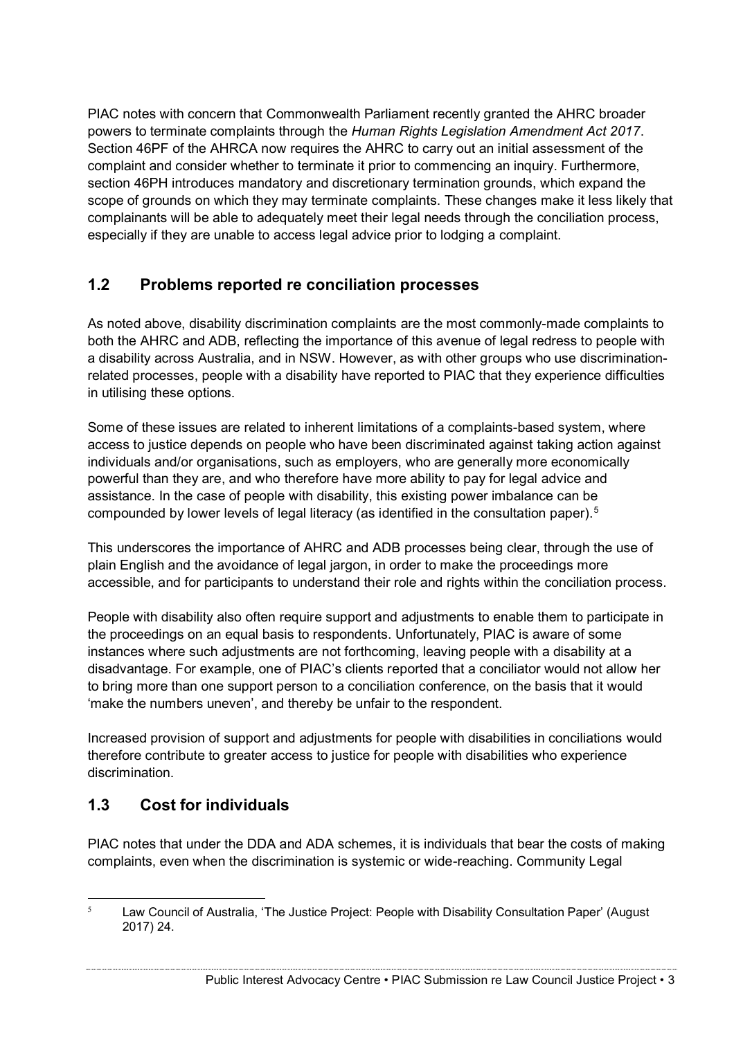PIAC notes with concern that Commonwealth Parliament recently granted the AHRC broader powers to terminate complaints through the *Human Rights Legislation Amendment Act 2017*. Section 46PF of the AHRCA now requires the AHRC to carry out an initial assessment of the complaint and consider whether to terminate it prior to commencing an inquiry. Furthermore, section 46PH introduces mandatory and discretionary termination grounds, which expand the scope of grounds on which they may terminate complaints. These changes make it less likely that complainants will be able to adequately meet their legal needs through the conciliation process, especially if they are unable to access legal advice prior to lodging a complaint.

## 1.2 Problems reported re conciliation processes

As noted above, disability discrimination complaints are the most commonly-made complaints to both the AHRC and ADB, reflecting the importance of this avenue of legal redress to people with a disability across Australia, and in NSW. However, as with other groups who use discrimination-related processes, people with a disability have reported to PIAC that they experience difficulties in utilising these options.

Some of these issues are related to inherent limitations of a complaints-based system, where access to justice depends on people who have been discriminated against taking action against individuals and/or organisations, such as employers, who are generally more economically powerful than they are, and who therefore have more ability to pay for legal advice and assistance. In the case of people with disability, this existing power imbalance can be compounded by lower levels of legal literacy (as identified in the consultation paper).[5]

This underscores the importance of AHRC and ADB processes being clear, through the use of plain English and the avoidance of legal jargon, in order to make the proceedings more accessible, and for participants to understand their role and rights within the conciliation process.

People with disability also often require support and adjustments to enable them to participate in the proceedings on an equal basis to respondents. Unfortunately, PIAC is aware of some instances where such adjustments are not forthcoming, leaving people with a disability at a disadvantage. For example, one of PIAC's clients reported that a conciliator would not allow her to bring more than one support person to a conciliation conference, on the basis that it would 'make the numbers uneven', and thereby be unfair to the respondent.

Increased provision of support and adjustments for people with disabilities in conciliations would therefore contribute to greater access to justice for people with disabilities who experience discrimination.

## 1.3 Cost for individuals

PIAC notes that under the DDA and ADA schemes, it is individuals that bear the costs of making complaints, even when the discrimination is systemic or wide-reaching. Community Legal

---

[5] Law Council of Australia, 'The Justice Project: People with Disability Consultation Paper' (August 2017) 24.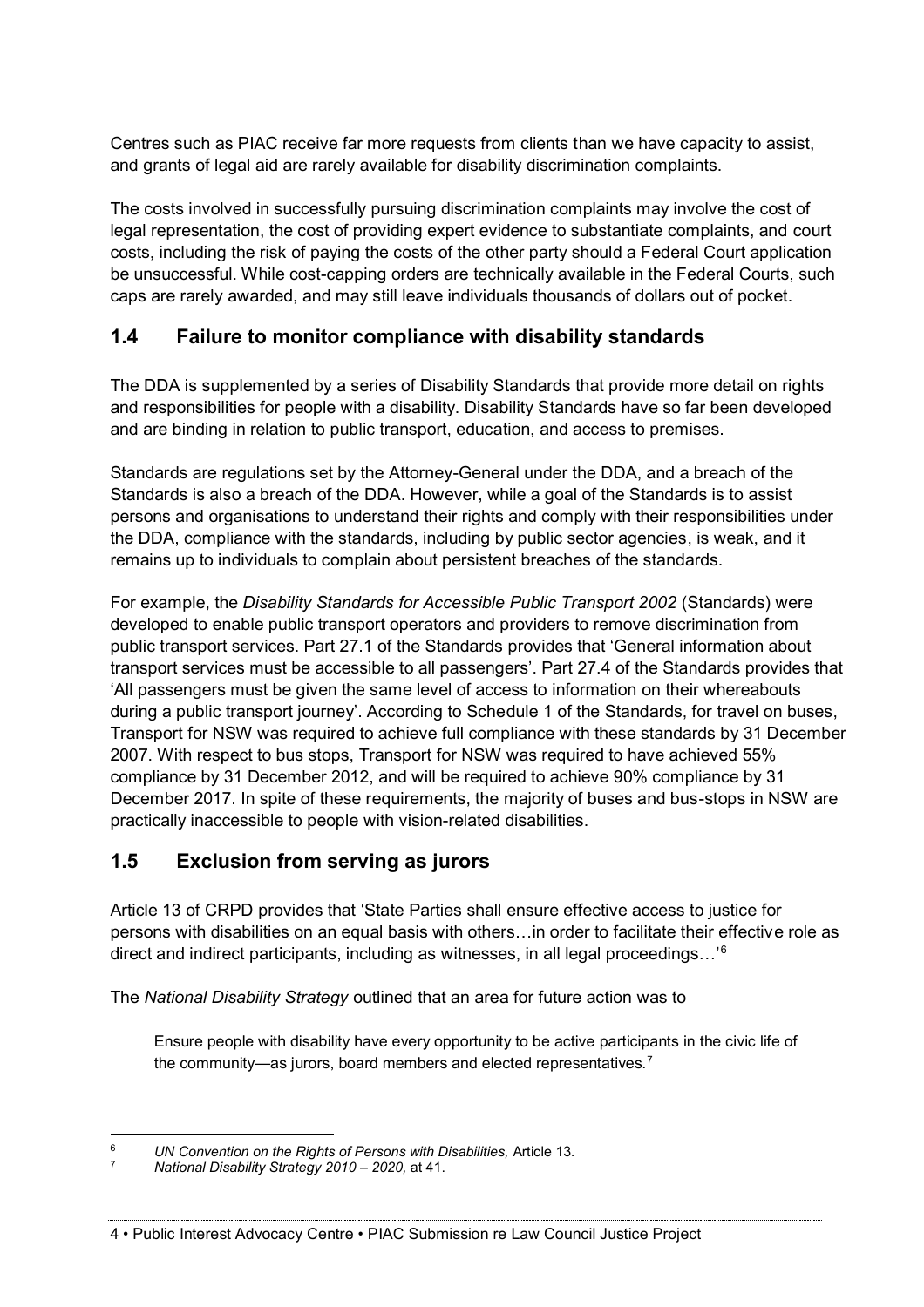Centres such as PIAC receive far more requests from clients than we have capacity to assist, and grants of legal aid are rarely available for disability discrimination complaints.

The costs involved in successfully pursuing discrimination complaints may involve the cost of legal representation, the cost of providing expert evidence to substantiate complaints, and court costs, including the risk of paying the costs of the other party should a Federal Court application be unsuccessful. While cost-capping orders are technically available in the Federal Courts, such caps are rarely awarded, and may still leave individuals thousands of dollars out of pocket.

## 1.4 Failure to monitor compliance with disability standards

The DDA is supplemented by a series of Disability Standards that provide more detail on rights and responsibilities for people with a disability. Disability Standards have so far been developed and are binding in relation to public transport, education, and access to premises.

Standards are regulations set by the Attorney-General under the DDA, and a breach of the Standards is also a breach of the DDA. However, while a goal of the Standards is to assist persons and organisations to understand their rights and comply with their responsibilities under the DDA, compliance with the standards, including by public sector agencies, is weak, and it remains up to individuals to complain about persistent breaches of the standards.

For example, the *Disability Standards for Accessible Public Transport 2002* (Standards) were developed to enable public transport operators and providers to remove discrimination from public transport services. Part 27.1 of the Standards provides that 'General information about transport services must be accessible to all passengers'. Part 27.4 of the Standards provides that 'All passengers must be given the same level of access to information on their whereabouts during a public transport journey'. According to Schedule 1 of the Standards, for travel on buses, Transport for NSW was required to achieve full compliance with these standards by 31 December 2007. With respect to bus stops, Transport for NSW was required to have achieved 55% compliance by 31 December 2012, and will be required to achieve 90% compliance by 31 December 2017. In spite of these requirements, the majority of buses and bus-stops in NSW are practically inaccessible to people with vision-related disabilities.

## 1.5 Exclusion from serving as jurors

Article 13 of CRPD provides that 'State Parties shall ensure effective access to justice for persons with disabilities on an equal basis with others…in order to facilitate their effective role as direct and indirect participants, including as witnesses, in all legal proceedings…'[6]

The *National Disability Strategy* outlined that an area for future action was to

> Ensure people with disability have every opportunity to be active participants in the civic life of the community—as jurors, board members and elected representatives.[7]

---

[6] *UN Convention on the Rights of Persons with Disabilities,* Article 13.

[7] *National Disability Strategy 2010 – 2020,* at 41.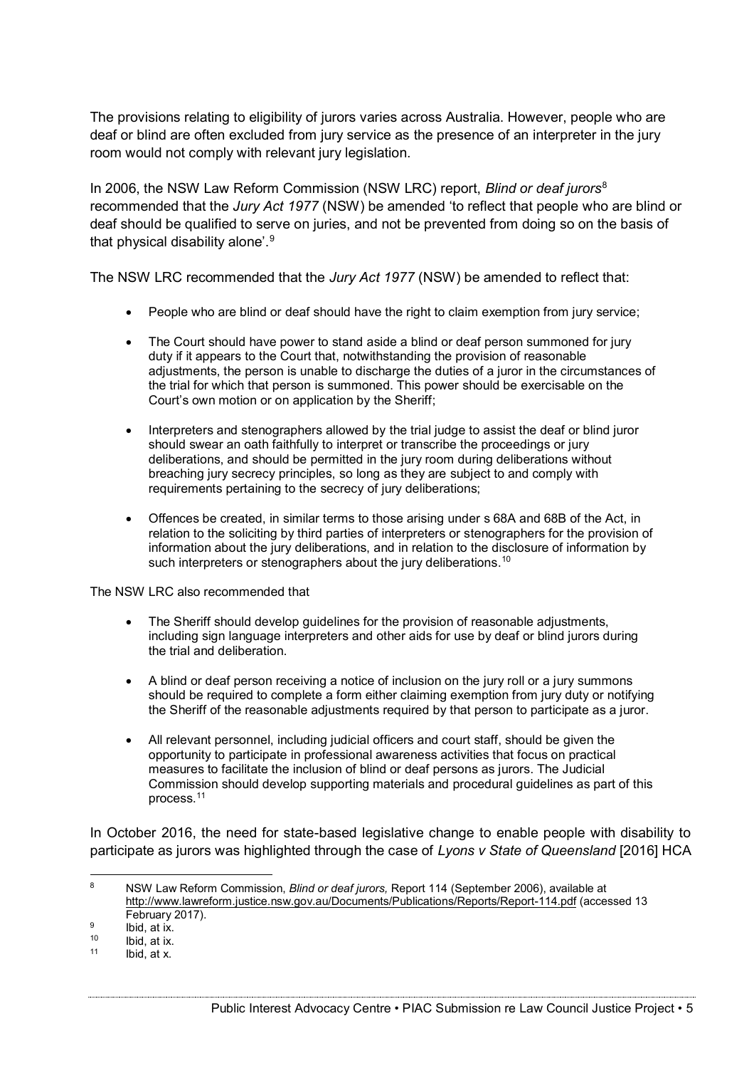The provisions relating to eligibility of jurors varies across Australia. However, people who are deaf or blind are often excluded from jury service as the presence of an interpreter in the jury room would not comply with relevant jury legislation.

In 2006, the NSW Law Reform Commission (NSW LRC) report, *Blind or deaf jurors*[8] recommended that the *Jury Act 1977* (NSW) be amended 'to reflect that people who are blind or deaf should be qualified to serve on juries, and not be prevented from doing so on the basis of that physical disability alone'.[9]

The NSW LRC recommended that the *Jury Act 1977* (NSW) be amended to reflect that:

- People who are blind or deaf should have the right to claim exemption from jury service;
- The Court should have power to stand aside a blind or deaf person summoned for jury duty if it appears to the Court that, notwithstanding the provision of reasonable adjustments, the person is unable to discharge the duties of a juror in the circumstances of the trial for which that person is summoned. This power should be exercisable on the Court's own motion or on application by the Sheriff;
- Interpreters and stenographers allowed by the trial judge to assist the deaf or blind juror should swear an oath faithfully to interpret or transcribe the proceedings or jury deliberations, and should be permitted in the jury room during deliberations without breaching jury secrecy principles, so long as they are subject to and comply with requirements pertaining to the secrecy of jury deliberations;
- Offences be created, in similar terms to those arising under s 68A and 68B of the Act, in relation to the soliciting by third parties of interpreters or stenographers for the provision of information about the jury deliberations, and in relation to the disclosure of information by such interpreters or stenographers about the jury deliberations.[10]

The NSW LRC also recommended that

- The Sheriff should develop guidelines for the provision of reasonable adjustments, including sign language interpreters and other aids for use by deaf or blind jurors during the trial and deliberation.
- A blind or deaf person receiving a notice of inclusion on the jury roll or a jury summons should be required to complete a form either claiming exemption from jury duty or notifying the Sheriff of the reasonable adjustments required by that person to participate as a juror.
- All relevant personnel, including judicial officers and court staff, should be given the opportunity to participate in professional awareness activities that focus on practical measures to facilitate the inclusion of blind or deaf persons as jurors. The Judicial Commission should develop supporting materials and procedural guidelines as part of this process.[11]

In October 2016, the need for state-based legislative change to enable people with disability to participate as jurors was highlighted through the case of *Lyons v State of Queensland* [2016] HCA

---

[8] NSW Law Reform Commission, *Blind or deaf jurors,* Report 114 (September 2006), available at http://www.lawreform.justice.nsw.gov.au/Documents/Publications/Reports/Report-114.pdf (accessed 13 February 2017).

[9] Ibid, at ix.

[10] Ibid, at ix.

[11] Ibid, at x.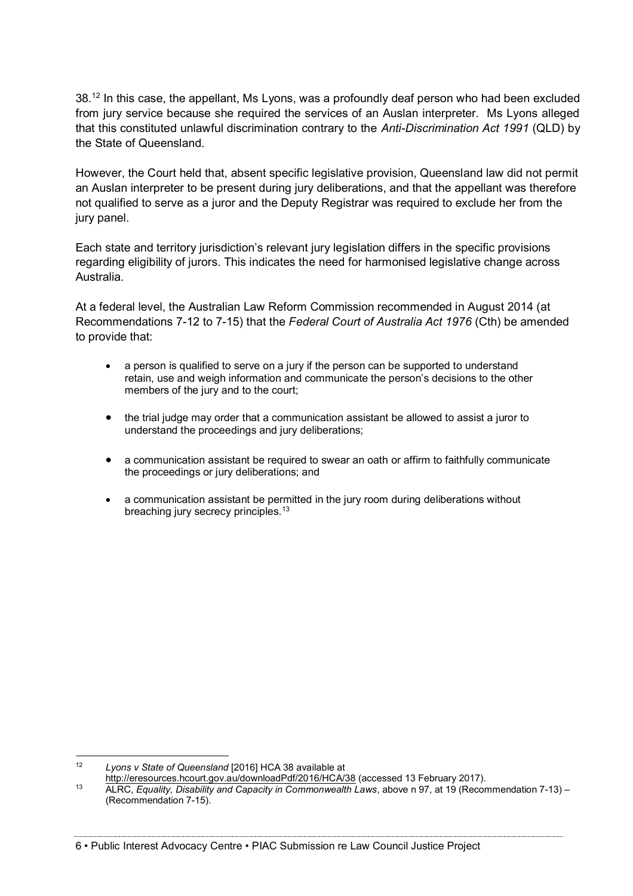38.[12] In this case, the appellant, Ms Lyons, was a profoundly deaf person who had been excluded from jury service because she required the services of an Auslan interpreter. Ms Lyons alleged that this constituted unlawful discrimination contrary to the *Anti-Discrimination Act 1991* (QLD) by the State of Queensland.

However, the Court held that, absent specific legislative provision, Queensland law did not permit an Auslan interpreter to be present during jury deliberations, and that the appellant was therefore not qualified to serve as a juror and the Deputy Registrar was required to exclude her from the jury panel.

Each state and territory jurisdiction's relevant jury legislation differs in the specific provisions regarding eligibility of jurors. This indicates the need for harmonised legislative change across Australia.

At a federal level, the Australian Law Reform Commission recommended in August 2014 (at Recommendations 7-12 to 7-15) that the *Federal Court of Australia Act 1976* (Cth) be amended to provide that:

- a person is qualified to serve on a jury if the person can be supported to understand retain, use and weigh information and communicate the person's decisions to the other members of the jury and to the court;
- the trial judge may order that a communication assistant be allowed to assist a juror to understand the proceedings and jury deliberations;
- a communication assistant be required to swear an oath or affirm to faithfully communicate the proceedings or jury deliberations; and
- a communication assistant be permitted in the jury room during deliberations without breaching jury secrecy principles.[13]

---

[12] *Lyons v State of Queensland* [2016] HCA 38 available at http://eresources.hcourt.gov.au/downloadPdf/2016/HCA/38 (accessed 13 February 2017).

[13] ALRC, *Equality, Disability and Capacity in Commonwealth Laws*, above n 97, at 19 (Recommendation 7-13) – (Recommendation 7-15).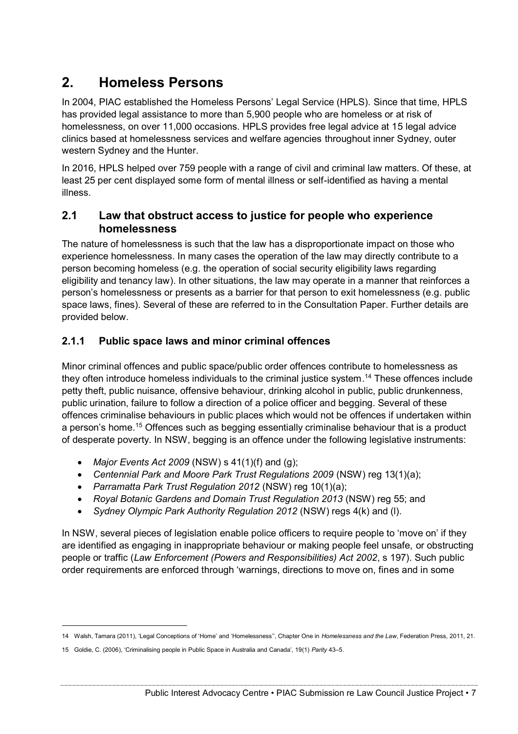## 2. Homeless Persons

In 2004, PIAC established the Homeless Persons' Legal Service (HPLS). Since that time, HPLS has provided legal assistance to more than 5,900 people who are homeless or at risk of homelessness, on over 11,000 occasions. HPLS provides free legal advice at 15 legal advice clinics based at homelessness services and welfare agencies throughout inner Sydney, outer western Sydney and the Hunter.

In 2016, HPLS helped over 759 people with a range of civil and criminal law matters. Of these, at least 25 per cent displayed some form of mental illness or self-identified as having a mental illness.

### 2.1 Law that obstruct access to justice for people who experience homelessness

The nature of homelessness is such that the law has a disproportionate impact on those who experience homelessness. In many cases the operation of the law may directly contribute to a person becoming homeless (e.g. the operation of social security eligibility laws regarding eligibility and tenancy law). In other situations, the law may operate in a manner that reinforces a person's homelessness or presents as a barrier for that person to exit homelessness (e.g. public space laws, fines). Several of these are referred to in the Consultation Paper. Further details are provided below.

#### 2.1.1 Public space laws and minor criminal offences

Minor criminal offences and public space/public order offences contribute to homelessness as they often introduce homeless individuals to the criminal justice system.[14] These offences include petty theft, public nuisance, offensive behaviour, drinking alcohol in public, public drunkenness, public urination, failure to follow a direction of a police officer and begging. Several of these offences criminalise behaviours in public places which would not be offences if undertaken within a person's home.[15] Offences such as begging essentially criminalise behaviour that is a product of desperate poverty. In NSW, begging is an offence under the following legislative instruments:

- *Major Events Act 2009* (NSW) s 41(1)(f) and (g);
- *Centennial Park and Moore Park Trust Regulations 2009* (NSW) reg 13(1)(a);
- *Parramatta Park Trust Regulation 2012* (NSW) reg 10(1)(a);
- *Royal Botanic Gardens and Domain Trust Regulation 2013* (NSW) reg 55; and
- *Sydney Olympic Park Authority Regulation 2012* (NSW) regs 4(k) and (l).

In NSW, several pieces of legislation enable police officers to require people to 'move on' if they are identified as engaging in inappropriate behaviour or making people feel unsafe, or obstructing people or traffic (*Law Enforcement (Powers and Responsibilities) Act 2002*, s 197). Such public order requirements are enforced through 'warnings, directions to move on, fines and in some

---

14 Walsh, Tamara (2011), 'Legal Conceptions of 'Home' and 'Homelessness'', Chapter One in *Homelessness and the Law*, Federation Press, 2011, 21.

15 Goldie, C. (2006), 'Criminalising people in Public Space in Australia and Canada', 19(1) *Parity* 43–5.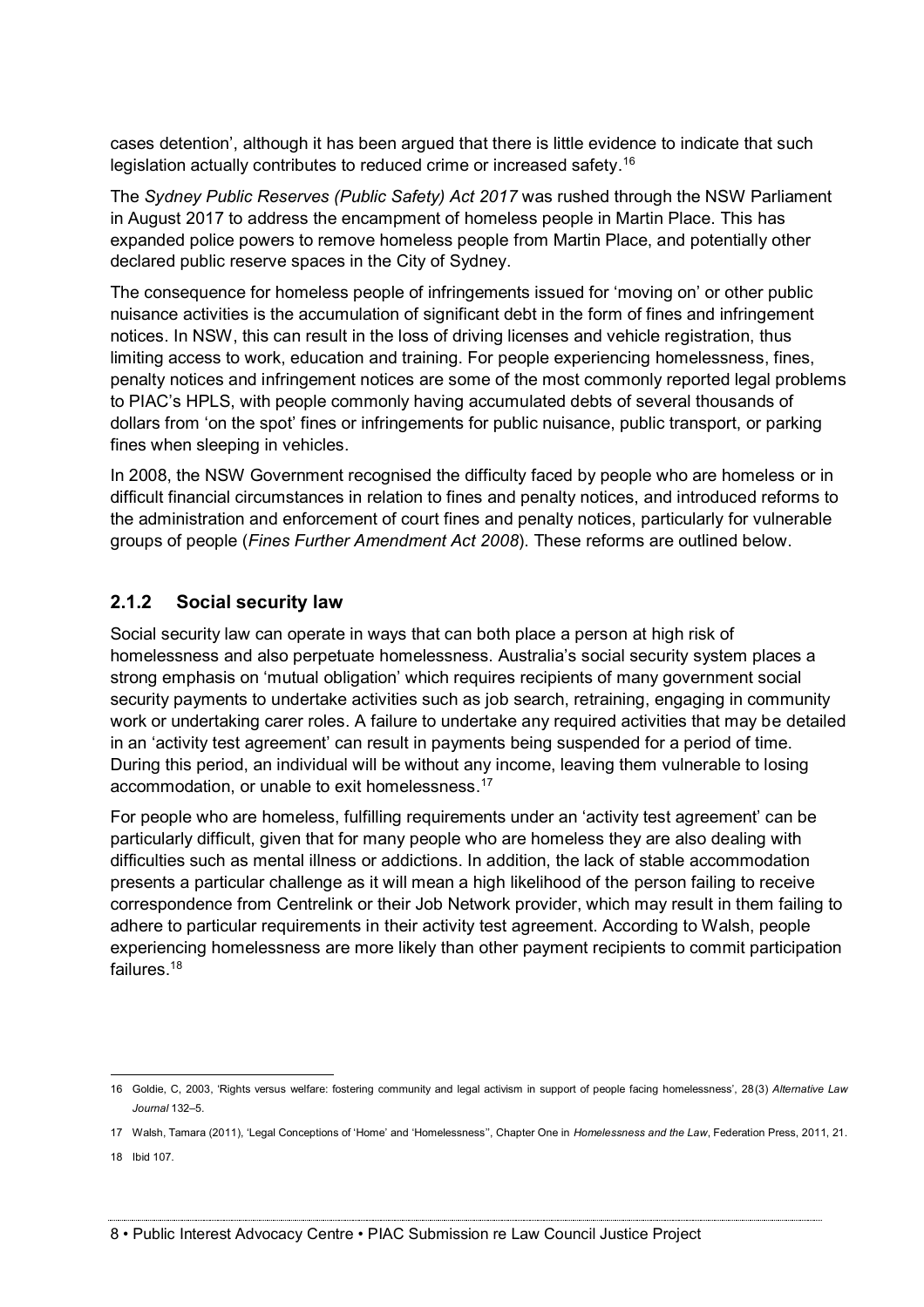cases detention', although it has been argued that there is little evidence to indicate that such legislation actually contributes to reduced crime or increased safety.[16]

The *Sydney Public Reserves (Public Safety) Act 2017* was rushed through the NSW Parliament in August 2017 to address the encampment of homeless people in Martin Place. This has expanded police powers to remove homeless people from Martin Place, and potentially other declared public reserve spaces in the City of Sydney.

The consequence for homeless people of infringements issued for 'moving on' or other public nuisance activities is the accumulation of significant debt in the form of fines and infringement notices. In NSW, this can result in the loss of driving licenses and vehicle registration, thus limiting access to work, education and training. For people experiencing homelessness, fines, penalty notices and infringement notices are some of the most commonly reported legal problems to PIAC's HPLS, with people commonly having accumulated debts of several thousands of dollars from 'on the spot' fines or infringements for public nuisance, public transport, or parking fines when sleeping in vehicles.

In 2008, the NSW Government recognised the difficulty faced by people who are homeless or in difficult financial circumstances in relation to fines and penalty notices, and introduced reforms to the administration and enforcement of court fines and penalty notices, particularly for vulnerable groups of people (*Fines Further Amendment Act 2008*). These reforms are outlined below.

### 2.1.2 Social security law

Social security law can operate in ways that can both place a person at high risk of homelessness and also perpetuate homelessness. Australia's social security system places a strong emphasis on 'mutual obligation' which requires recipients of many government social security payments to undertake activities such as job search, retraining, engaging in community work or undertaking carer roles. A failure to undertake any required activities that may be detailed in an 'activity test agreement' can result in payments being suspended for a period of time. During this period, an individual will be without any income, leaving them vulnerable to losing accommodation, or unable to exit homelessness.[17]

For people who are homeless, fulfilling requirements under an 'activity test agreement' can be particularly difficult, given that for many people who are homeless they are also dealing with difficulties such as mental illness or addictions. In addition, the lack of stable accommodation presents a particular challenge as it will mean a high likelihood of the person failing to receive correspondence from Centrelink or their Job Network provider, which may result in them failing to adhere to particular requirements in their activity test agreement. According to Walsh, people experiencing homelessness are more likely than other payment recipients to commit participation failures.[18]

---

16 Goldie, C, 2003, 'Rights versus welfare: fostering community and legal activism in support of people facing homelessness', 28(3) *Alternative Law Journal* 132–5.

17 Walsh, Tamara (2011), 'Legal Conceptions of 'Home' and 'Homelessness'', Chapter One in *Homelessness and the Law*, Federation Press, 2011, 21.

18 Ibid 107.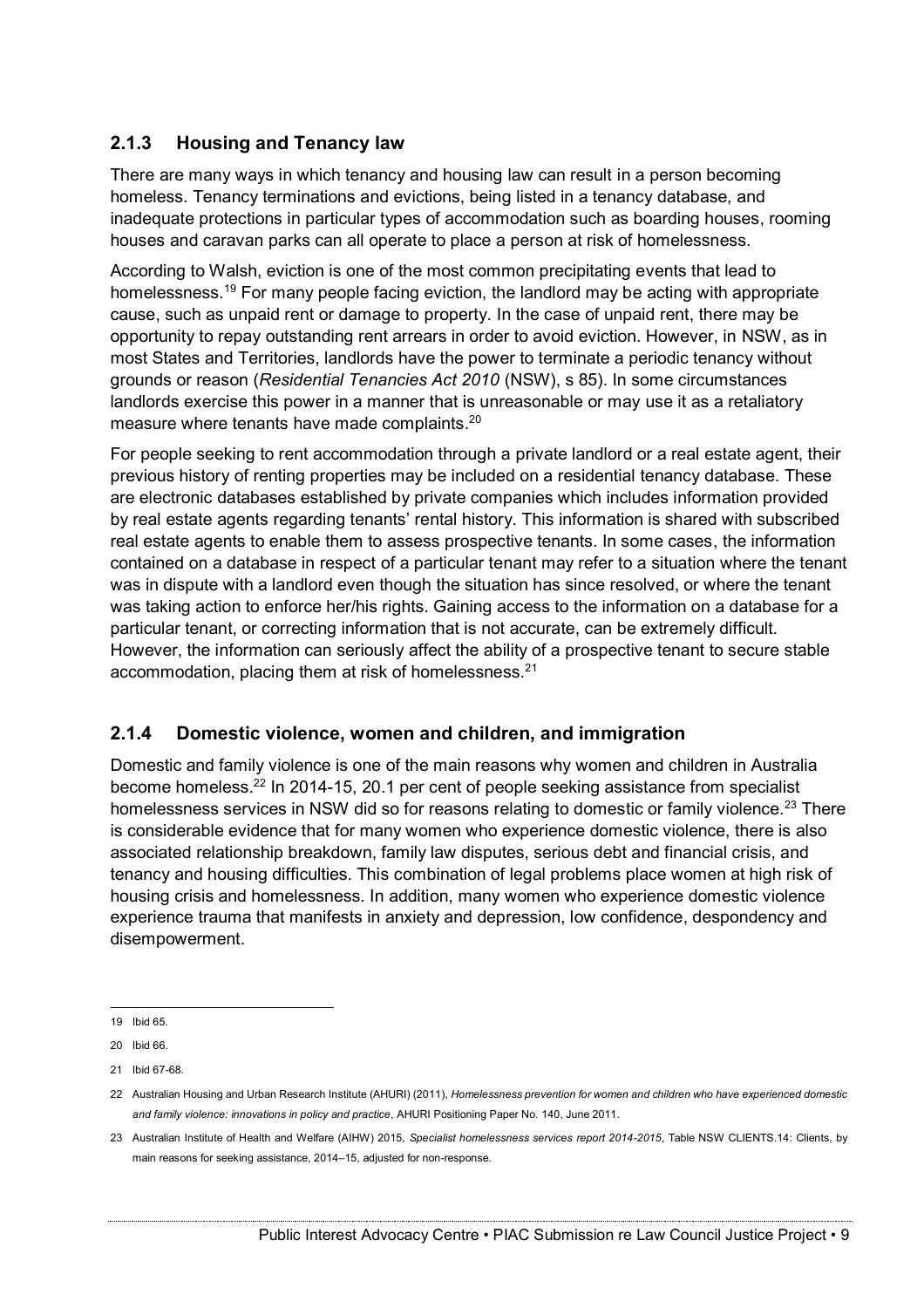### 2.1.3 Housing and Tenancy law

There are many ways in which tenancy and housing law can result in a person becoming homeless. Tenancy terminations and evictions, being listed in a tenancy database, and inadequate protections in particular types of accommodation such as boarding houses, rooming houses and caravan parks can all operate to place a person at risk of homelessness.

According to Walsh, eviction is one of the most common precipitating events that lead to homelessness.[19] For many people facing eviction, the landlord may be acting with appropriate cause, such as unpaid rent or damage to property. In the case of unpaid rent, there may be opportunity to repay outstanding rent arrears in order to avoid eviction. However, in NSW, as in most States and Territories, landlords have the power to terminate a periodic tenancy without grounds or reason (*Residential Tenancies Act 2010* (NSW), s 85). In some circumstances landlords exercise this power in a manner that is unreasonable or may use it as a retaliatory measure where tenants have made complaints.[20]

For people seeking to rent accommodation through a private landlord or a real estate agent, their previous history of renting properties may be included on a residential tenancy database. These are electronic databases established by private companies which includes information provided by real estate agents regarding tenants' rental history. This information is shared with subscribed real estate agents to enable them to assess prospective tenants. In some cases, the information contained on a database in respect of a particular tenant may refer to a situation where the tenant was in dispute with a landlord even though the situation has since resolved, or where the tenant was taking action to enforce her/his rights. Gaining access to the information on a database for a particular tenant, or correcting information that is not accurate, can be extremely difficult. However, the information can seriously affect the ability of a prospective tenant to secure stable accommodation, placing them at risk of homelessness.[21]

### 2.1.4 Domestic violence, women and children, and immigration

Domestic and family violence is one of the main reasons why women and children in Australia become homeless.[22] In 2014-15, 20.1 per cent of people seeking assistance from specialist homelessness services in NSW did so for reasons relating to domestic or family violence.[23] There is considerable evidence that for many women who experience domestic violence, there is also associated relationship breakdown, family law disputes, serious debt and financial crisis, and tenancy and housing difficulties. This combination of legal problems place women at high risk of housing crisis and homelessness. In addition, many women who experience domestic violence experience trauma that manifests in anxiety and depression, low confidence, despondency and disempowerment.

---

19 Ibid 65.

20 Ibid 66.

21 Ibid 67-68.

22 Australian Housing and Urban Research Institute (AHURI) (2011), *Homelessness prevention for women and children who have experienced domestic and family violence: innovations in policy and practice*, AHURI Positioning Paper No. 140, June 2011.

23 Australian Institute of Health and Welfare (AIHW) 2015, *Specialist homelessness services report 2014-2015*, Table NSW CLIENTS.14: Clients, by main reasons for seeking assistance, 2014–15, adjusted for non-response.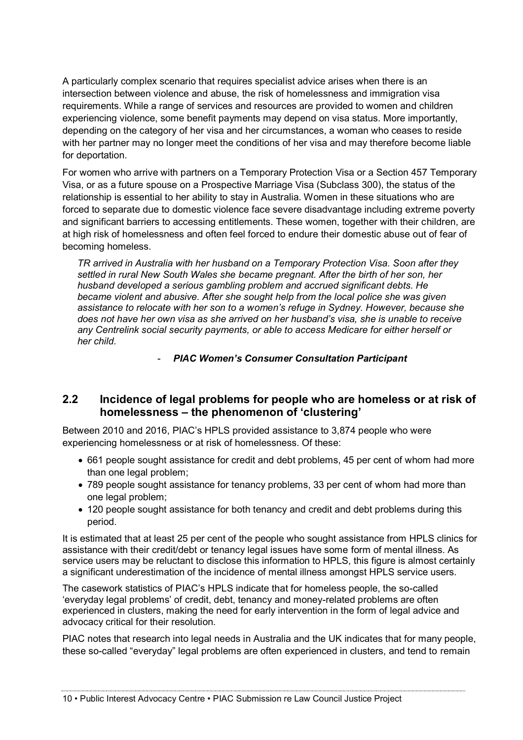A particularly complex scenario that requires specialist advice arises when there is an intersection between violence and abuse, the risk of homelessness and immigration visa requirements. While a range of services and resources are provided to women and children experiencing violence, some benefit payments may depend on visa status. More importantly, depending on the category of her visa and her circumstances, a woman who ceases to reside with her partner may no longer meet the conditions of her visa and may therefore become liable for deportation.

For women who arrive with partners on a Temporary Protection Visa or a Section 457 Temporary Visa, or as a future spouse on a Prospective Marriage Visa (Subclass 300), the status of the relationship is essential to her ability to stay in Australia. Women in these situations who are forced to separate due to domestic violence face severe disadvantage including extreme poverty and significant barriers to accessing entitlements. These women, together with their children, are at high risk of homelessness and often feel forced to endure their domestic abuse out of fear of becoming homeless.

> *TR arrived in Australia with her husband on a Temporary Protection Visa. Soon after they settled in rural New South Wales she became pregnant. After the birth of her son, her husband developed a serious gambling problem and accrued significant debts. He became violent and abusive. After she sought help from the local police she was given assistance to relocate with her son to a women's refuge in Sydney. However, because she does not have her own visa as she arrived on her husband's visa, she is unable to receive any Centrelink social security payments, or able to access Medicare for either herself or her child.*
>
> - ***PIAC Women's Consumer Consultation Participant***

## 2.2 Incidence of legal problems for people who are homeless or at risk of homelessness – the phenomenon of 'clustering'

Between 2010 and 2016, PIAC's HPLS provided assistance to 3,874 people who were experiencing homelessness or at risk of homelessness. Of these:

- 661 people sought assistance for credit and debt problems, 45 per cent of whom had more than one legal problem;
- 789 people sought assistance for tenancy problems, 33 per cent of whom had more than one legal problem;
- 120 people sought assistance for both tenancy and credit and debt problems during this period.

It is estimated that at least 25 per cent of the people who sought assistance from HPLS clinics for assistance with their credit/debt or tenancy legal issues have some form of mental illness. As service users may be reluctant to disclose this information to HPLS, this figure is almost certainly a significant underestimation of the incidence of mental illness amongst HPLS service users.

The casework statistics of PIAC's HPLS indicate that for homeless people, the so-called 'everyday legal problems' of credit, debt, tenancy and money-related problems are often experienced in clusters, making the need for early intervention in the form of legal advice and advocacy critical for their resolution.

PIAC notes that research into legal needs in Australia and the UK indicates that for many people, these so-called "everyday" legal problems are often experienced in clusters, and tend to remain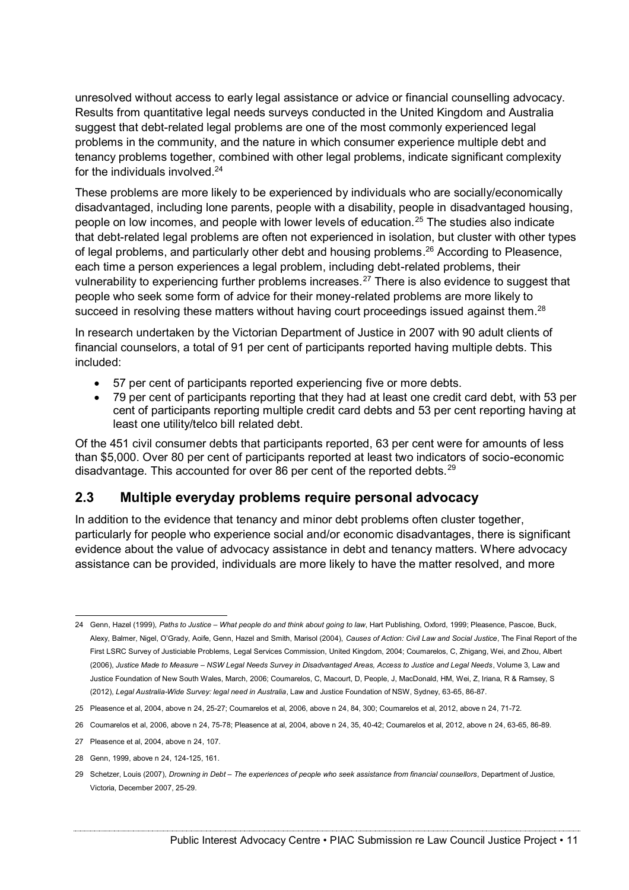unresolved without access to early legal assistance or advice or financial counselling advocacy. Results from quantitative legal needs surveys conducted in the United Kingdom and Australia suggest that debt-related legal problems are one of the most commonly experienced legal problems in the community, and the nature in which consumer experience multiple debt and tenancy problems together, combined with other legal problems, indicate significant complexity for the individuals involved.[24]

These problems are more likely to be experienced by individuals who are socially/economically disadvantaged, including lone parents, people with a disability, people in disadvantaged housing, people on low incomes, and people with lower levels of education.[25] The studies also indicate that debt-related legal problems are often not experienced in isolation, but cluster with other types of legal problems, and particularly other debt and housing problems.[26] According to Pleasence, each time a person experiences a legal problem, including debt-related problems, their vulnerability to experiencing further problems increases.[27] There is also evidence to suggest that people who seek some form of advice for their money-related problems are more likely to succeed in resolving these matters without having court proceedings issued against them.[28]

In research undertaken by the Victorian Department of Justice in 2007 with 90 adult clients of financial counselors, a total of 91 per cent of participants reported having multiple debts. This included:

- 57 per cent of participants reported experiencing five or more debts.
- 79 per cent of participants reporting that they had at least one credit card debt, with 53 per cent of participants reporting multiple credit card debts and 53 per cent reporting having at least one utility/telco bill related debt.

Of the 451 civil consumer debts that participants reported, 63 per cent were for amounts of less than $5,000. Over 80 per cent of participants reported at least two indicators of socio-economic disadvantage. This accounted for over 86 per cent of the reported debts.[29]

## 2.3 Multiple everyday problems require personal advocacy

In addition to the evidence that tenancy and minor debt problems often cluster together, particularly for people who experience social and/or economic disadvantages, there is significant evidence about the value of advocacy assistance in debt and tenancy matters. Where advocacy assistance can be provided, individuals are more likely to have the matter resolved, and more

---

24 Genn, Hazel (1999), *Paths to Justice – What people do and think about going to law*, Hart Publishing, Oxford, 1999; Pleasence, Pascoe, Buck, Alexy, Balmer, Nigel, O'Grady, Aoife, Genn, Hazel and Smith, Marisol (2004), *Causes of Action: Civil Law and Social Justice*, The Final Report of the First LSRC Survey of Justiciable Problems, Legal Services Commission, United Kingdom, 2004; Coumarelos, C, Zhigang, Wei, and Zhou, Albert (2006), *Justice Made to Measure – NSW Legal Needs Survey in Disadvantaged Areas, Access to Justice and Legal Needs*, Volume 3, Law and Justice Foundation of New South Wales, March, 2006; Coumarelos, C, Macourt, D, People, J, MacDonald, HM, Wei, Z, Iriana, R & Ramsey, S (2012), *Legal Australia-Wide Survey: legal need in Australia*, Law and Justice Foundation of NSW, Sydney, 63-65, 86-87.

25 Pleasence et al, 2004, above n 24, 25-27; Coumarelos et al, 2006, above n 24, 84, 300; Coumarelos et al, 2012, above n 24, 71-72.

26 Coumarelos et al, 2006, above n 24, 75-78; Pleasence at al, 2004, above n 24, 35, 40-42; Coumarelos et al, 2012, above n 24, 63-65, 86-89.

27 Pleasence et al, 2004, above n 24, 107.

28 Genn, 1999, above n 24, 124-125, 161.

29 Schetzer, Louis (2007), *Drowning in Debt – The experiences of people who seek assistance from financial counsellors*, Department of Justice, Victoria, December 2007, 25-29.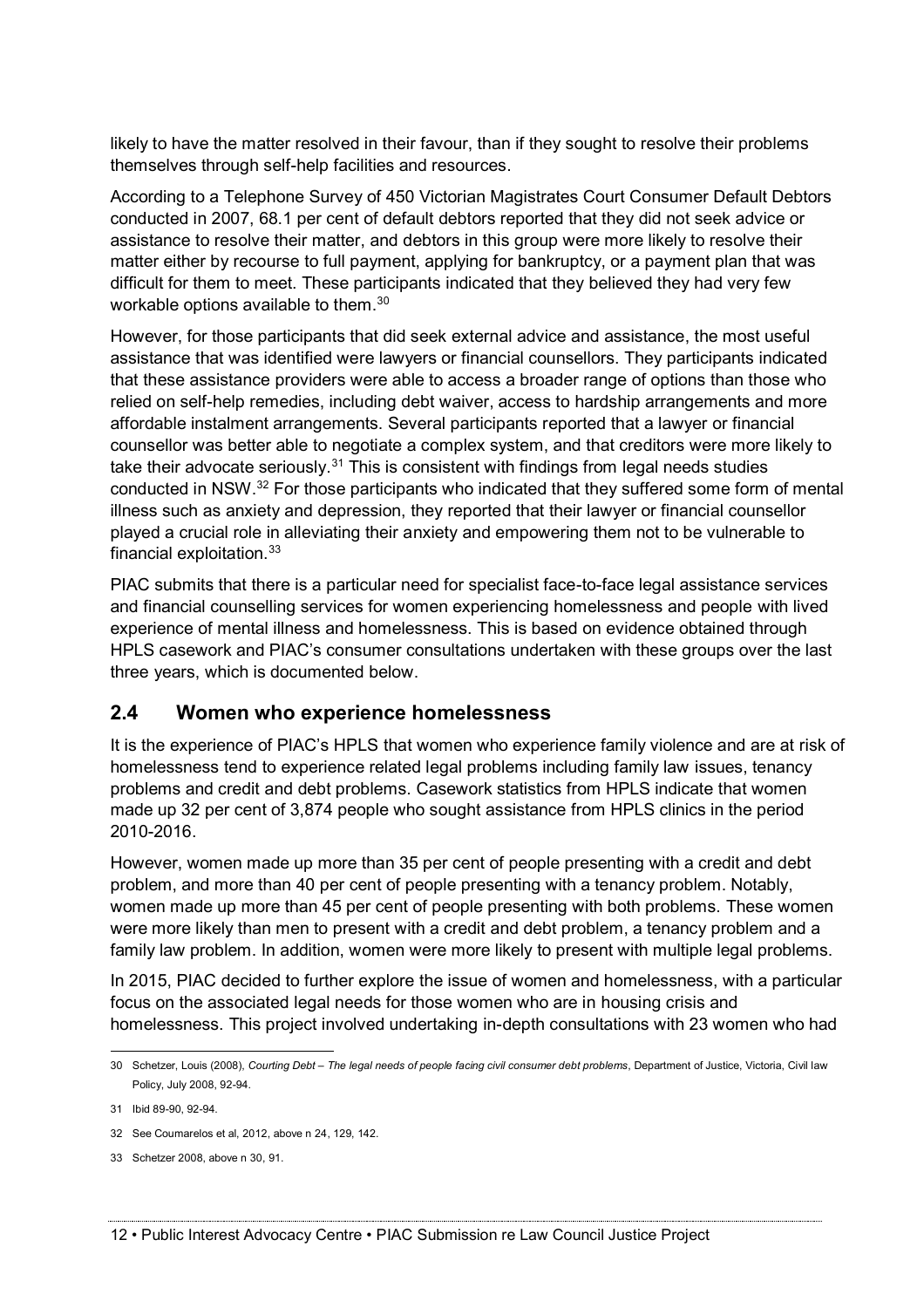likely to have the matter resolved in their favour, than if they sought to resolve their problems themselves through self-help facilities and resources.

According to a Telephone Survey of 450 Victorian Magistrates Court Consumer Default Debtors conducted in 2007, 68.1 per cent of default debtors reported that they did not seek advice or assistance to resolve their matter, and debtors in this group were more likely to resolve their matter either by recourse to full payment, applying for bankruptcy, or a payment plan that was difficult for them to meet. These participants indicated that they believed they had very few workable options available to them.[30]

However, for those participants that did seek external advice and assistance, the most useful assistance that was identified were lawyers or financial counsellors. They participants indicated that these assistance providers were able to access a broader range of options than those who relied on self-help remedies, including debt waiver, access to hardship arrangements and more affordable instalment arrangements. Several participants reported that a lawyer or financial counsellor was better able to negotiate a complex system, and that creditors were more likely to take their advocate seriously.[31] This is consistent with findings from legal needs studies conducted in NSW.[32] For those participants who indicated that they suffered some form of mental illness such as anxiety and depression, they reported that their lawyer or financial counsellor played a crucial role in alleviating their anxiety and empowering them not to be vulnerable to financial exploitation.[33]

PIAC submits that there is a particular need for specialist face-to-face legal assistance services and financial counselling services for women experiencing homelessness and people with lived experience of mental illness and homelessness. This is based on evidence obtained through HPLS casework and PIAC's consumer consultations undertaken with these groups over the last three years, which is documented below.

## 2.4 Women who experience homelessness

It is the experience of PIAC's HPLS that women who experience family violence and are at risk of homelessness tend to experience related legal problems including family law issues, tenancy problems and credit and debt problems. Casework statistics from HPLS indicate that women made up 32 per cent of 3,874 people who sought assistance from HPLS clinics in the period 2010-2016.

However, women made up more than 35 per cent of people presenting with a credit and debt problem, and more than 40 per cent of people presenting with a tenancy problem. Notably, women made up more than 45 per cent of people presenting with both problems. These women were more likely than men to present with a credit and debt problem, a tenancy problem and a family law problem. In addition, women were more likely to present with multiple legal problems.

In 2015, PIAC decided to further explore the issue of women and homelessness, with a particular focus on the associated legal needs for those women who are in housing crisis and homelessness. This project involved undertaking in-depth consultations with 23 women who had

---

30 Schetzer, Louis (2008), *Courting Debt – The legal needs of people facing civil consumer debt problems*, Department of Justice, Victoria, Civil law Policy, July 2008, 92-94.

31 Ibid 89-90, 92-94.

32 See Coumarelos et al, 2012, above n 24, 129, 142.

33 Schetzer 2008, above n 30, 91.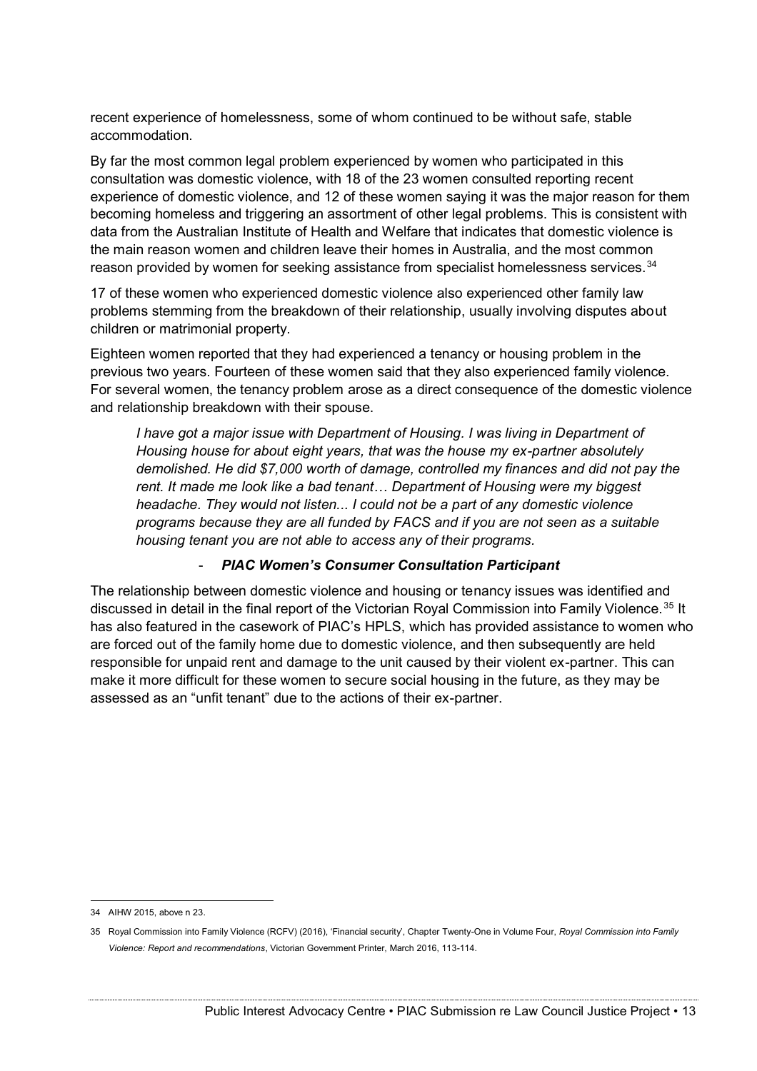recent experience of homelessness, some of whom continued to be without safe, stable accommodation.

By far the most common legal problem experienced by women who participated in this consultation was domestic violence, with 18 of the 23 women consulted reporting recent experience of domestic violence, and 12 of these women saying it was the major reason for them becoming homeless and triggering an assortment of other legal problems. This is consistent with data from the Australian Institute of Health and Welfare that indicates that domestic violence is the main reason women and children leave their homes in Australia, and the most common reason provided by women for seeking assistance from specialist homelessness services.[34]

17 of these women who experienced domestic violence also experienced other family law problems stemming from the breakdown of their relationship, usually involving disputes about children or matrimonial property.

Eighteen women reported that they had experienced a tenancy or housing problem in the previous two years. Fourteen of these women said that they also experienced family violence. For several women, the tenancy problem arose as a direct consequence of the domestic violence and relationship breakdown with their spouse.

> *I have got a major issue with Department of Housing. I was living in Department of Housing house for about eight years, that was the house my ex-partner absolutely demolished. He did $7,000 worth of damage, controlled my finances and did not pay the rent. It made me look like a bad tenant… Department of Housing were my biggest headache. They would not listen... I could not be a part of any domestic violence programs because they are all funded by FACS and if you are not seen as a suitable housing tenant you are not able to access any of their programs.*
>
> - ***PIAC Women's Consumer Consultation Participant***

The relationship between domestic violence and housing or tenancy issues was identified and discussed in detail in the final report of the Victorian Royal Commission into Family Violence.[35] It has also featured in the casework of PIAC's HPLS, which has provided assistance to women who are forced out of the family home due to domestic violence, and then subsequently are held responsible for unpaid rent and damage to the unit caused by their violent ex-partner. This can make it more difficult for these women to secure social housing in the future, as they may be assessed as an "unfit tenant" due to the actions of their ex-partner.

---

34 AIHW 2015, above n 23.

35 Royal Commission into Family Violence (RCFV) (2016), 'Financial security', Chapter Twenty-One in Volume Four, *Royal Commission into Family Violence: Report and recommendations*, Victorian Government Printer, March 2016, 113-114.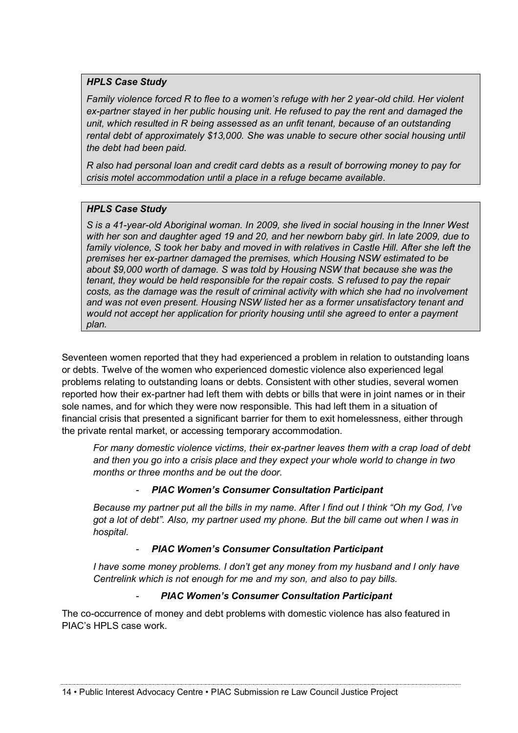> ***HPLS Case Study***
>
> *Family violence forced R to flee to a women's refuge with her 2 year-old child. Her violent ex-partner stayed in her public housing unit. He refused to pay the rent and damaged the unit, which resulted in R being assessed as an unfit tenant, because of an outstanding rental debt of approximately $13,000. She was unable to secure other social housing until the debt had been paid.*
>
> *R also had personal loan and credit card debts as a result of borrowing money to pay for crisis motel accommodation until a place in a refuge became available.*

> ***HPLS Case Study***
>
> *S is a 41-year-old Aboriginal woman. In 2009, she lived in social housing in the Inner West with her son and daughter aged 19 and 20, and her newborn baby girl. In late 2009, due to family violence, S took her baby and moved in with relatives in Castle Hill. After she left the premises her ex-partner damaged the premises, which Housing NSW estimated to be about $9,000 worth of damage. S was told by Housing NSW that because she was the tenant, they would be held responsible for the repair costs. S refused to pay the repair costs, as the damage was the result of criminal activity with which she had no involvement and was not even present. Housing NSW listed her as a former unsatisfactory tenant and would not accept her application for priority housing until she agreed to enter a payment plan.*

Seventeen women reported that they had experienced a problem in relation to outstanding loans or debts. Twelve of the women who experienced domestic violence also experienced legal problems relating to outstanding loans or debts. Consistent with other studies, several women reported how their ex-partner had left them with debts or bills that were in joint names or in their sole names, and for which they were now responsible. This had left them in a situation of financial crisis that presented a significant barrier for them to exit homelessness, either through the private rental market, or accessing temporary accommodation.

> *For many domestic violence victims, their ex-partner leaves them with a crap load of debt and then you go into a crisis place and they expect your whole world to change in two months or three months and be out the door.*
>
> - ***PIAC Women's Consumer Consultation Participant***

> *Because my partner put all the bills in my name. After I find out I think "Oh my God, I've got a lot of debt". Also, my partner used my phone. But the bill came out when I was in hospital.*
>
> - ***PIAC Women's Consumer Consultation Participant***

> *I have some money problems. I don't get any money from my husband and I only have Centrelink which is not enough for me and my son, and also to pay bills.*
>
> - ***PIAC Women's Consumer Consultation Participant***

The co-occurrence of money and debt problems with domestic violence has also featured in PIAC's HPLS case work.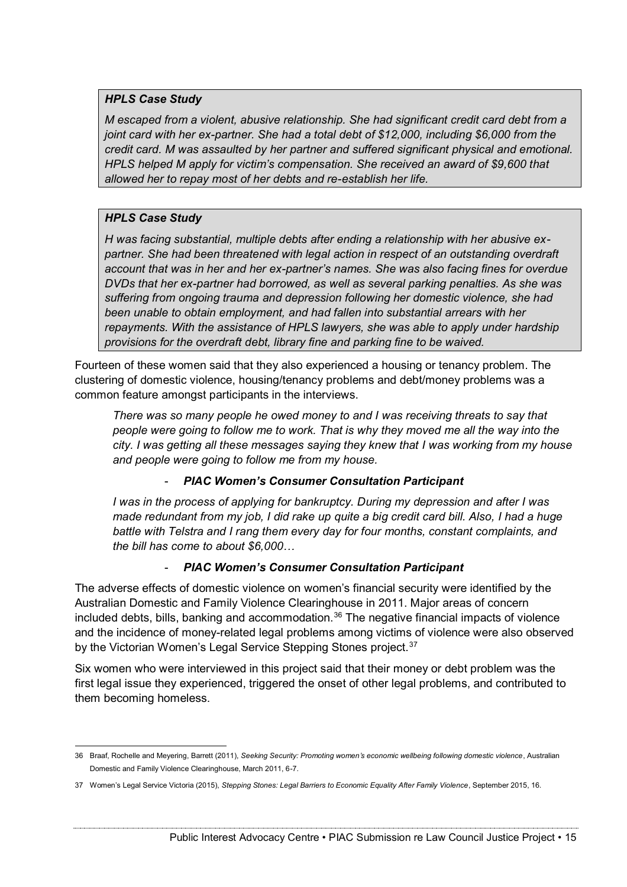> ***HPLS Case Study***
>
> *M escaped from a violent, abusive relationship. She had significant credit card debt from a joint card with her ex-partner. She had a total debt of $12,000, including $6,000 from the credit card. M was assaulted by her partner and suffered significant physical and emotional. HPLS helped M apply for victim's compensation. She received an award of $9,600 that allowed her to repay most of her debts and re-establish her life.*

> ***HPLS Case Study***
>
> *H was facing substantial, multiple debts after ending a relationship with her abusive ex-partner. She had been threatened with legal action in respect of an outstanding overdraft account that was in her and her ex-partner's names. She was also facing fines for overdue DVDs that her ex-partner had borrowed, as well as several parking penalties. As she was suffering from ongoing trauma and depression following her domestic violence, she had been unable to obtain employment, and had fallen into substantial arrears with her repayments. With the assistance of HPLS lawyers, she was able to apply under hardship provisions for the overdraft debt, library fine and parking fine to be waived.*

Fourteen of these women said that they also experienced a housing or tenancy problem. The clustering of domestic violence, housing/tenancy problems and debt/money problems was a common feature amongst participants in the interviews.

> *There was so many people he owed money to and I was receiving threats to say that people were going to follow me to work. That is why they moved me all the way into the city. I was getting all these messages saying they knew that I was working from my house and people were going to follow me from my house.*
>
> \- ***PIAC Women's Consumer Consultation Participant***

> *I was in the process of applying for bankruptcy. During my depression and after I was made redundant from my job, I did rake up quite a big credit card bill. Also, I had a huge battle with Telstra and I rang them every day for four months, constant complaints, and the bill has come to about $6,000…*
>
> \- ***PIAC Women's Consumer Consultation Participant***

The adverse effects of domestic violence on women's financial security were identified by the Australian Domestic and Family Violence Clearinghouse in 2011. Major areas of concern included debts, bills, banking and accommodation.[36] The negative financial impacts of violence and the incidence of money-related legal problems among victims of violence were also observed by the Victorian Women's Legal Service Stepping Stones project.[37]

Six women who were interviewed in this project said that their money or debt problem was the first legal issue they experienced, triggered the onset of other legal problems, and contributed to them becoming homeless.

---

36 Braaf, Rochelle and Meyering, Barrett (2011), *Seeking Security: Promoting women's economic wellbeing following domestic violence*, Australian Domestic and Family Violence Clearinghouse, March 2011, 6-7.

37 Women's Legal Service Victoria (2015), *Stepping Stones: Legal Barriers to Economic Equality After Family Violence*, September 2015, 16.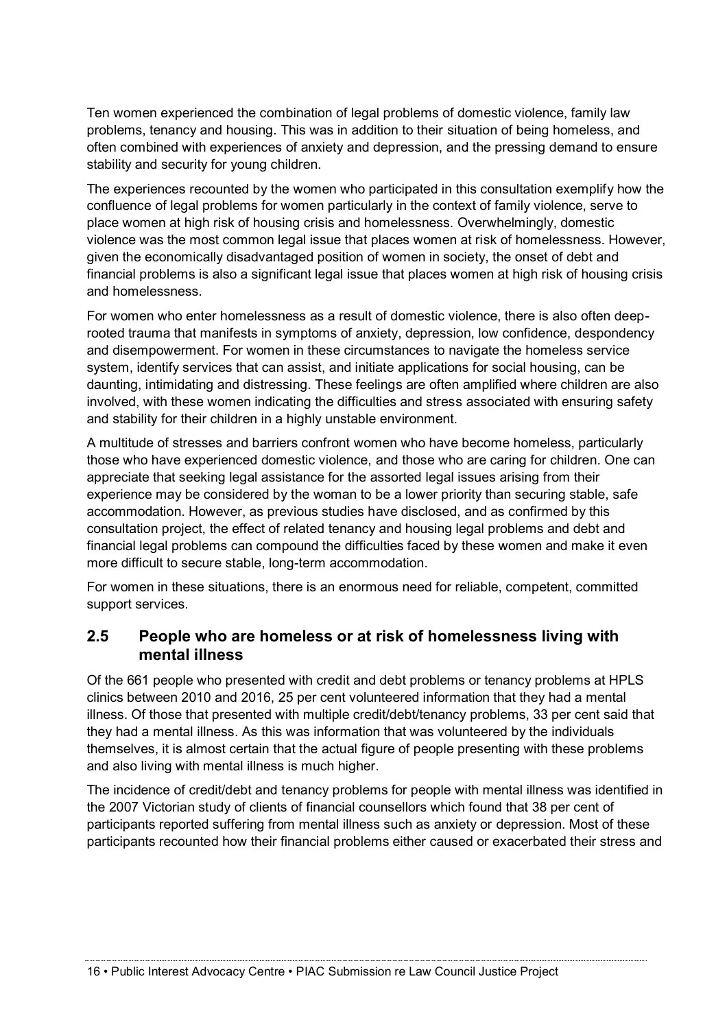Ten women experienced the combination of legal problems of domestic violence, family law problems, tenancy and housing. This was in addition to their situation of being homeless, and often combined with experiences of anxiety and depression, and the pressing demand to ensure stability and security for young children.

The experiences recounted by the women who participated in this consultation exemplify how the confluence of legal problems for women particularly in the context of family violence, serve to place women at high risk of housing crisis and homelessness. Overwhelmingly, domestic violence was the most common legal issue that places women at risk of homelessness. However, given the economically disadvantaged position of women in society, the onset of debt and financial problems is also a significant legal issue that places women at high risk of housing crisis and homelessness.

For women who enter homelessness as a result of domestic violence, there is also often deep-rooted trauma that manifests in symptoms of anxiety, depression, low confidence, despondency and disempowerment. For women in these circumstances to navigate the homeless service system, identify services that can assist, and initiate applications for social housing, can be daunting, intimidating and distressing. These feelings are often amplified where children are also involved, with these women indicating the difficulties and stress associated with ensuring safety and stability for their children in a highly unstable environment.

A multitude of stresses and barriers confront women who have become homeless, particularly those who have experienced domestic violence, and those who are caring for children. One can appreciate that seeking legal assistance for the assorted legal issues arising from their experience may be considered by the woman to be a lower priority than securing stable, safe accommodation. However, as previous studies have disclosed, and as confirmed by this consultation project, the effect of related tenancy and housing legal problems and debt and financial legal problems can compound the difficulties faced by these women and make it even more difficult to secure stable, long-term accommodation.

For women in these situations, there is an enormous need for reliable, competent, committed support services.

## 2.5 People who are homeless or at risk of homelessness living with mental illness

Of the 661 people who presented with credit and debt problems or tenancy problems at HPLS clinics between 2010 and 2016, 25 per cent volunteered information that they had a mental illness. Of those that presented with multiple credit/debt/tenancy problems, 33 per cent said that they had a mental illness. As this was information that was volunteered by the individuals themselves, it is almost certain that the actual figure of people presenting with these problems and also living with mental illness is much higher.

The incidence of credit/debt and tenancy problems for people with mental illness was identified in the 2007 Victorian study of clients of financial counsellors which found that 38 per cent of participants reported suffering from mental illness such as anxiety or depression. Most of these participants recounted how their financial problems either caused or exacerbated their stress and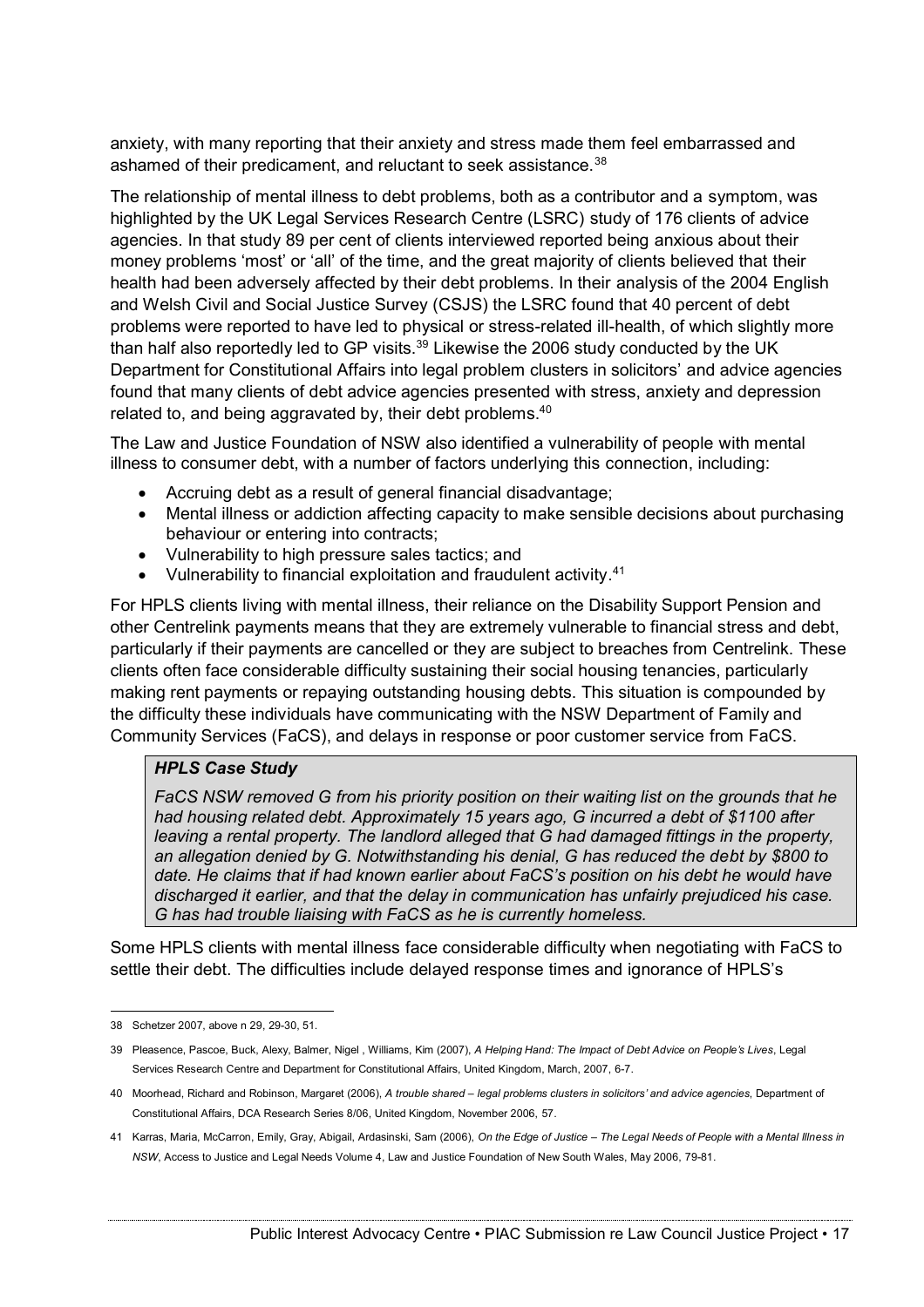anxiety, with many reporting that their anxiety and stress made them feel embarrassed and ashamed of their predicament, and reluctant to seek assistance.[38]

The relationship of mental illness to debt problems, both as a contributor and a symptom, was highlighted by the UK Legal Services Research Centre (LSRC) study of 176 clients of advice agencies. In that study 89 per cent of clients interviewed reported being anxious about their money problems 'most' or 'all' of the time, and the great majority of clients believed that their health had been adversely affected by their debt problems. In their analysis of the 2004 English and Welsh Civil and Social Justice Survey (CSJS) the LSRC found that 40 percent of debt problems were reported to have led to physical or stress-related ill-health, of which slightly more than half also reportedly led to GP visits.[39] Likewise the 2006 study conducted by the UK Department for Constitutional Affairs into legal problem clusters in solicitors' and advice agencies found that many clients of debt advice agencies presented with stress, anxiety and depression related to, and being aggravated by, their debt problems.[40]

The Law and Justice Foundation of NSW also identified a vulnerability of people with mental illness to consumer debt, with a number of factors underlying this connection, including:

- Accruing debt as a result of general financial disadvantage;
- Mental illness or addiction affecting capacity to make sensible decisions about purchasing behaviour or entering into contracts;
- Vulnerability to high pressure sales tactics; and
- Vulnerability to financial exploitation and fraudulent activity.[41]

For HPLS clients living with mental illness, their reliance on the Disability Support Pension and other Centrelink payments means that they are extremely vulnerable to financial stress and debt, particularly if their payments are cancelled or they are subject to breaches from Centrelink. These clients often face considerable difficulty sustaining their social housing tenancies, particularly making rent payments or repaying outstanding housing debts. This situation is compounded by the difficulty these individuals have communicating with the NSW Department of Family and Community Services (FaCS), and delays in response or poor customer service from FaCS.

> ***HPLS Case Study***
>
> *FaCS NSW removed G from his priority position on their waiting list on the grounds that he had housing related debt. Approximately 15 years ago, G incurred a debt of $1100 after leaving a rental property. The landlord alleged that G had damaged fittings in the property, an allegation denied by G. Notwithstanding his denial, G has reduced the debt by $800 to date. He claims that if had known earlier about FaCS's position on his debt he would have discharged it earlier, and that the delay in communication has unfairly prejudiced his case. G has had trouble liaising with FaCS as he is currently homeless.*

Some HPLS clients with mental illness face considerable difficulty when negotiating with FaCS to settle their debt. The difficulties include delayed response times and ignorance of HPLS's

---

38 Schetzer 2007, above n 29, 29-30, 51.

39 Pleasence, Pascoe, Buck, Alexy, Balmer, Nigel , Williams, Kim (2007), *A Helping Hand: The Impact of Debt Advice on People's Lives*, Legal Services Research Centre and Department for Constitutional Affairs, United Kingdom, March, 2007, 6-7.

40 Moorhead, Richard and Robinson, Margaret (2006), *A trouble shared – legal problems clusters in solicitors' and advice agencies*, Department of Constitutional Affairs, DCA Research Series 8/06, United Kingdom, November 2006, 57.

41 Karras, Maria, McCarron, Emily, Gray, Abigail, Ardasinski, Sam (2006), *On the Edge of Justice – The Legal Needs of People with a Mental Illness in NSW*, Access to Justice and Legal Needs Volume 4, Law and Justice Foundation of New South Wales, May 2006, 79-81.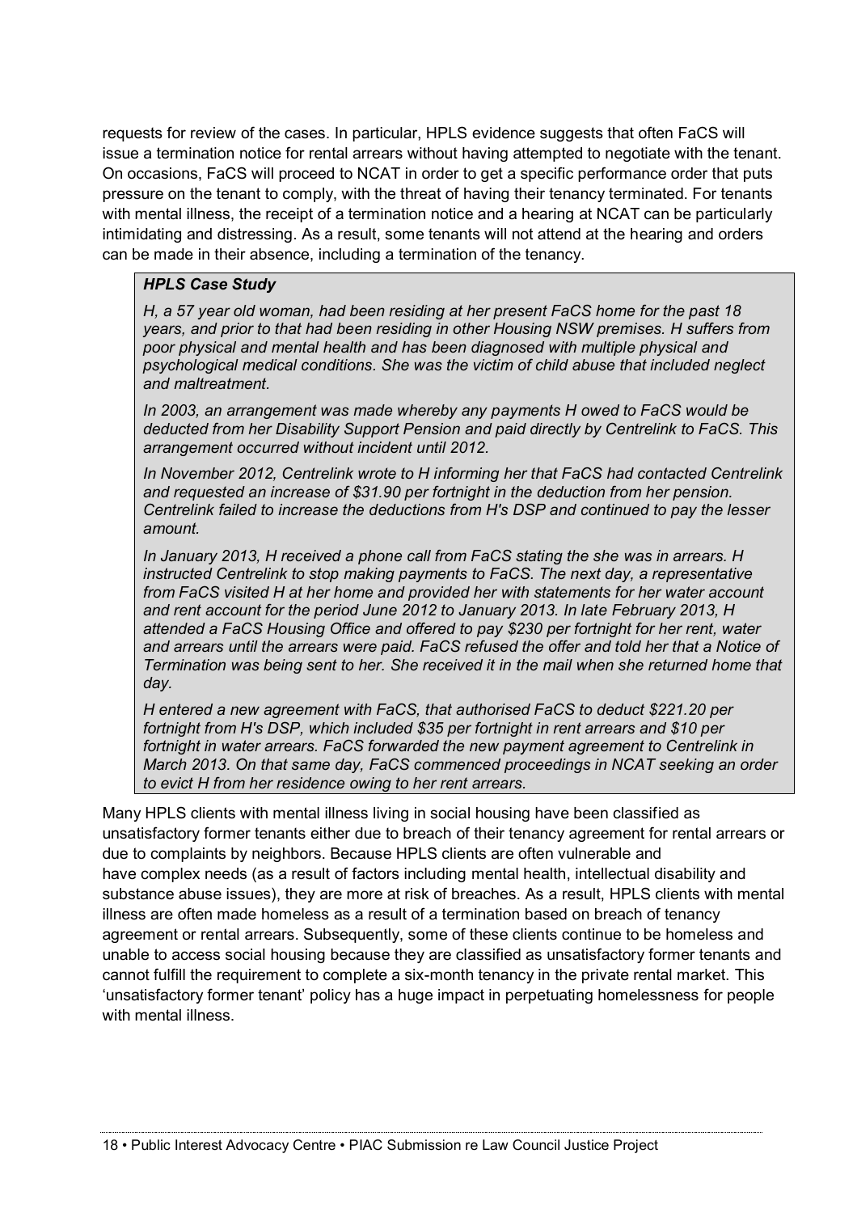requests for review of the cases. In particular, HPLS evidence suggests that often FaCS will issue a termination notice for rental arrears without having attempted to negotiate with the tenant. On occasions, FaCS will proceed to NCAT in order to get a specific performance order that puts pressure on the tenant to comply, with the threat of having their tenancy terminated. For tenants with mental illness, the receipt of a termination notice and a hearing at NCAT can be particularly intimidating and distressing. As a result, some tenants will not attend at the hearing and orders can be made in their absence, including a termination of the tenancy.

> ***HPLS Case Study***
>
> *H, a 57 year old woman, had been residing at her present FaCS home for the past 18 years, and prior to that had been residing in other Housing NSW premises. H suffers from poor physical and mental health and has been diagnosed with multiple physical and psychological medical conditions. She was the victim of child abuse that included neglect and maltreatment.*
>
> *In 2003, an arrangement was made whereby any payments H owed to FaCS would be deducted from her Disability Support Pension and paid directly by Centrelink to FaCS. This arrangement occurred without incident until 2012.*
>
> *In November 2012, Centrelink wrote to H informing her that FaCS had contacted Centrelink and requested an increase of $31.90 per fortnight in the deduction from her pension. Centrelink failed to increase the deductions from H's DSP and continued to pay the lesser amount.*
>
> *In January 2013, H received a phone call from FaCS stating the she was in arrears. H instructed Centrelink to stop making payments to FaCS. The next day, a representative from FaCS visited H at her home and provided her with statements for her water account and rent account for the period June 2012 to January 2013. In late February 2013, H attended a FaCS Housing Office and offered to pay $230 per fortnight for her rent, water and arrears until the arrears were paid. FaCS refused the offer and told her that a Notice of Termination was being sent to her. She received it in the mail when she returned home that day.*
>
> *H entered a new agreement with FaCS, that authorised FaCS to deduct $221.20 per fortnight from H's DSP, which included $35 per fortnight in rent arrears and $10 per fortnight in water arrears. FaCS forwarded the new payment agreement to Centrelink in March 2013. On that same day, FaCS commenced proceedings in NCAT seeking an order to evict H from her residence owing to her rent arrears.*

Many HPLS clients with mental illness living in social housing have been classified as unsatisfactory former tenants either due to breach of their tenancy agreement for rental arrears or due to complaints by neighbors. Because HPLS clients are often vulnerable and have complex needs (as a result of factors including mental health, intellectual disability and substance abuse issues), they are more at risk of breaches. As a result, HPLS clients with mental illness are often made homeless as a result of a termination based on breach of tenancy agreement or rental arrears. Subsequently, some of these clients continue to be homeless and unable to access social housing because they are classified as unsatisfactory former tenants and cannot fulfill the requirement to complete a six-month tenancy in the private rental market. This 'unsatisfactory former tenant' policy has a huge impact in perpetuating homelessness for people with mental illness.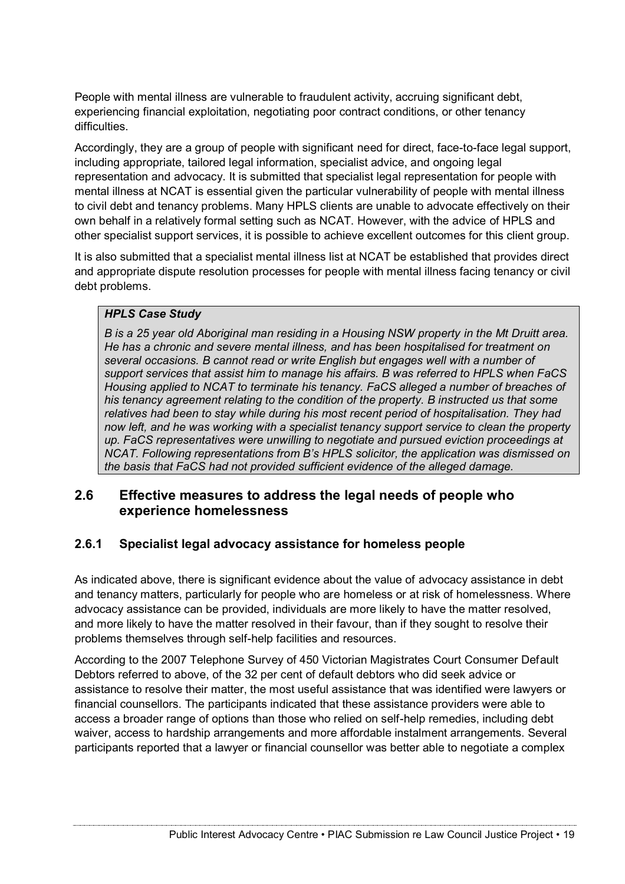People with mental illness are vulnerable to fraudulent activity, accruing significant debt, experiencing financial exploitation, negotiating poor contract conditions, or other tenancy difficulties.

Accordingly, they are a group of people with significant need for direct, face-to-face legal support, including appropriate, tailored legal information, specialist advice, and ongoing legal representation and advocacy. It is submitted that specialist legal representation for people with mental illness at NCAT is essential given the particular vulnerability of people with mental illness to civil debt and tenancy problems. Many HPLS clients are unable to advocate effectively on their own behalf in a relatively formal setting such as NCAT. However, with the advice of HPLS and other specialist support services, it is possible to achieve excellent outcomes for this client group.

It is also submitted that a specialist mental illness list at NCAT be established that provides direct and appropriate dispute resolution processes for people with mental illness facing tenancy or civil debt problems.

> ***HPLS Case Study***
>
> *B is a 25 year old Aboriginal man residing in a Housing NSW property in the Mt Druitt area. He has a chronic and severe mental illness, and has been hospitalised for treatment on several occasions. B cannot read or write English but engages well with a number of support services that assist him to manage his affairs. B was referred to HPLS when FaCS Housing applied to NCAT to terminate his tenancy. FaCS alleged a number of breaches of his tenancy agreement relating to the condition of the property. B instructed us that some relatives had been to stay while during his most recent period of hospitalisation. They had now left, and he was working with a specialist tenancy support service to clean the property up. FaCS representatives were unwilling to negotiate and pursued eviction proceedings at NCAT. Following representations from B's HPLS solicitor, the application was dismissed on the basis that FaCS had not provided sufficient evidence of the alleged damage.*

## 2.6 Effective measures to address the legal needs of people who experience homelessness

### 2.6.1 Specialist legal advocacy assistance for homeless people

As indicated above, there is significant evidence about the value of advocacy assistance in debt and tenancy matters, particularly for people who are homeless or at risk of homelessness. Where advocacy assistance can be provided, individuals are more likely to have the matter resolved, and more likely to have the matter resolved in their favour, than if they sought to resolve their problems themselves through self-help facilities and resources.

According to the 2007 Telephone Survey of 450 Victorian Magistrates Court Consumer Default Debtors referred to above, of the 32 per cent of default debtors who did seek advice or assistance to resolve their matter, the most useful assistance that was identified were lawyers or financial counsellors. The participants indicated that these assistance providers were able to access a broader range of options than those who relied on self-help remedies, including debt waiver, access to hardship arrangements and more affordable instalment arrangements. Several participants reported that a lawyer or financial counsellor was better able to negotiate a complex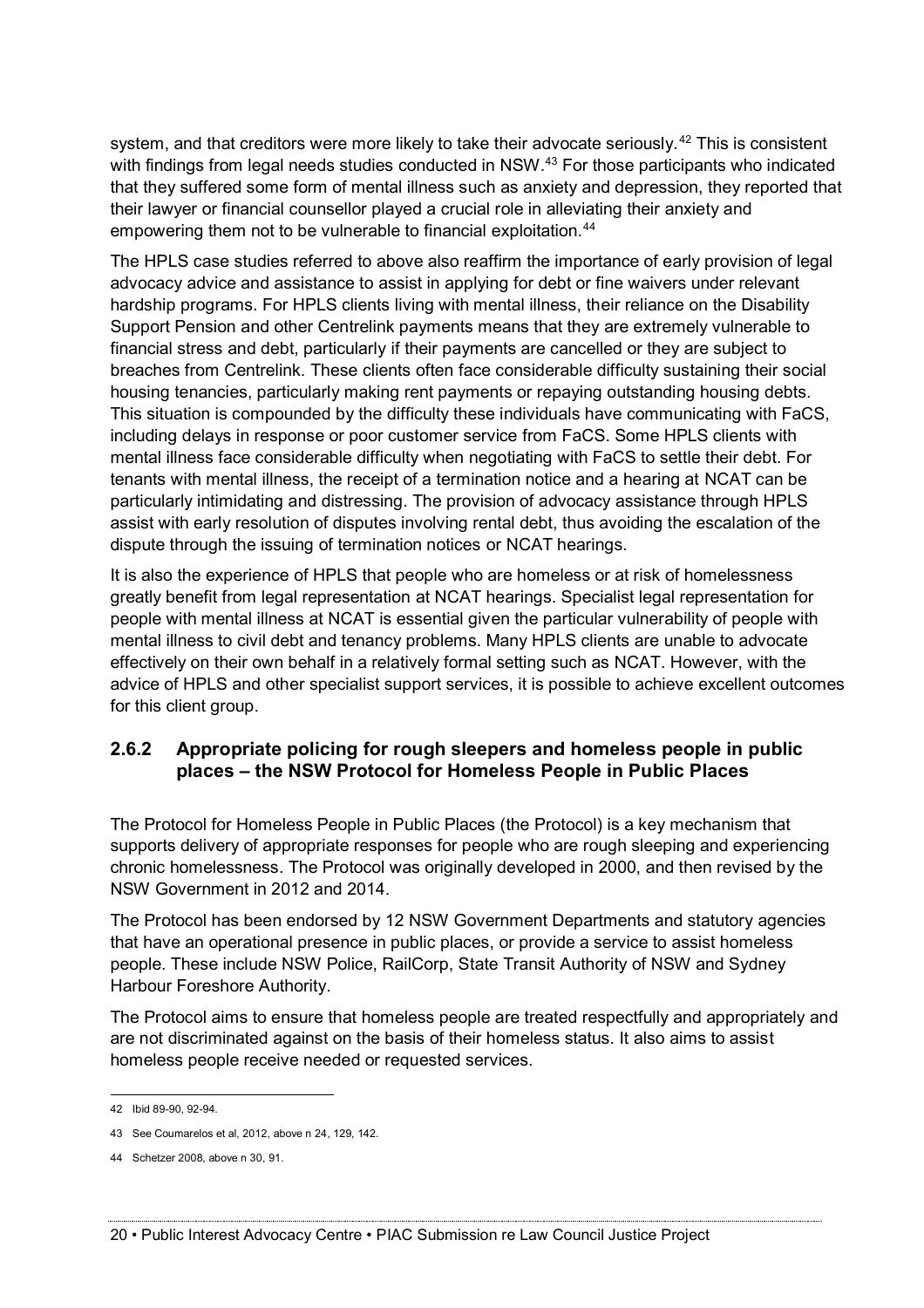system, and that creditors were more likely to take their advocate seriously.[42] This is consistent with findings from legal needs studies conducted in NSW.[43] For those participants who indicated that they suffered some form of mental illness such as anxiety and depression, they reported that their lawyer or financial counsellor played a crucial role in alleviating their anxiety and empowering them not to be vulnerable to financial exploitation.[44]

The HPLS case studies referred to above also reaffirm the importance of early provision of legal advocacy advice and assistance to assist in applying for debt or fine waivers under relevant hardship programs. For HPLS clients living with mental illness, their reliance on the Disability Support Pension and other Centrelink payments means that they are extremely vulnerable to financial stress and debt, particularly if their payments are cancelled or they are subject to breaches from Centrelink. These clients often face considerable difficulty sustaining their social housing tenancies, particularly making rent payments or repaying outstanding housing debts. This situation is compounded by the difficulty these individuals have communicating with FaCS, including delays in response or poor customer service from FaCS. Some HPLS clients with mental illness face considerable difficulty when negotiating with FaCS to settle their debt. For tenants with mental illness, the receipt of a termination notice and a hearing at NCAT can be particularly intimidating and distressing. The provision of advocacy assistance through HPLS assist with early resolution of disputes involving rental debt, thus avoiding the escalation of the dispute through the issuing of termination notices or NCAT hearings.

It is also the experience of HPLS that people who are homeless or at risk of homelessness greatly benefit from legal representation at NCAT hearings. Specialist legal representation for people with mental illness at NCAT is essential given the particular vulnerability of people with mental illness to civil debt and tenancy problems. Many HPLS clients are unable to advocate effectively on their own behalf in a relatively formal setting such as NCAT. However, with the advice of HPLS and other specialist support services, it is possible to achieve excellent outcomes for this client group.

### 2.6.2 Appropriate policing for rough sleepers and homeless people in public places – the NSW Protocol for Homeless People in Public Places

The Protocol for Homeless People in Public Places (the Protocol) is a key mechanism that supports delivery of appropriate responses for people who are rough sleeping and experiencing chronic homelessness. The Protocol was originally developed in 2000, and then revised by the NSW Government in 2012 and 2014.

The Protocol has been endorsed by 12 NSW Government Departments and statutory agencies that have an operational presence in public places, or provide a service to assist homeless people. These include NSW Police, RailCorp, State Transit Authority of NSW and Sydney Harbour Foreshore Authority.

The Protocol aims to ensure that homeless people are treated respectfully and appropriately and are not discriminated against on the basis of their homeless status. It also aims to assist homeless people receive needed or requested services.

---

42 Ibid 89-90, 92-94.

43 See Coumarelos et al, 2012, above n 24, 129, 142.

44 Schetzer 2008, above n 30, 91.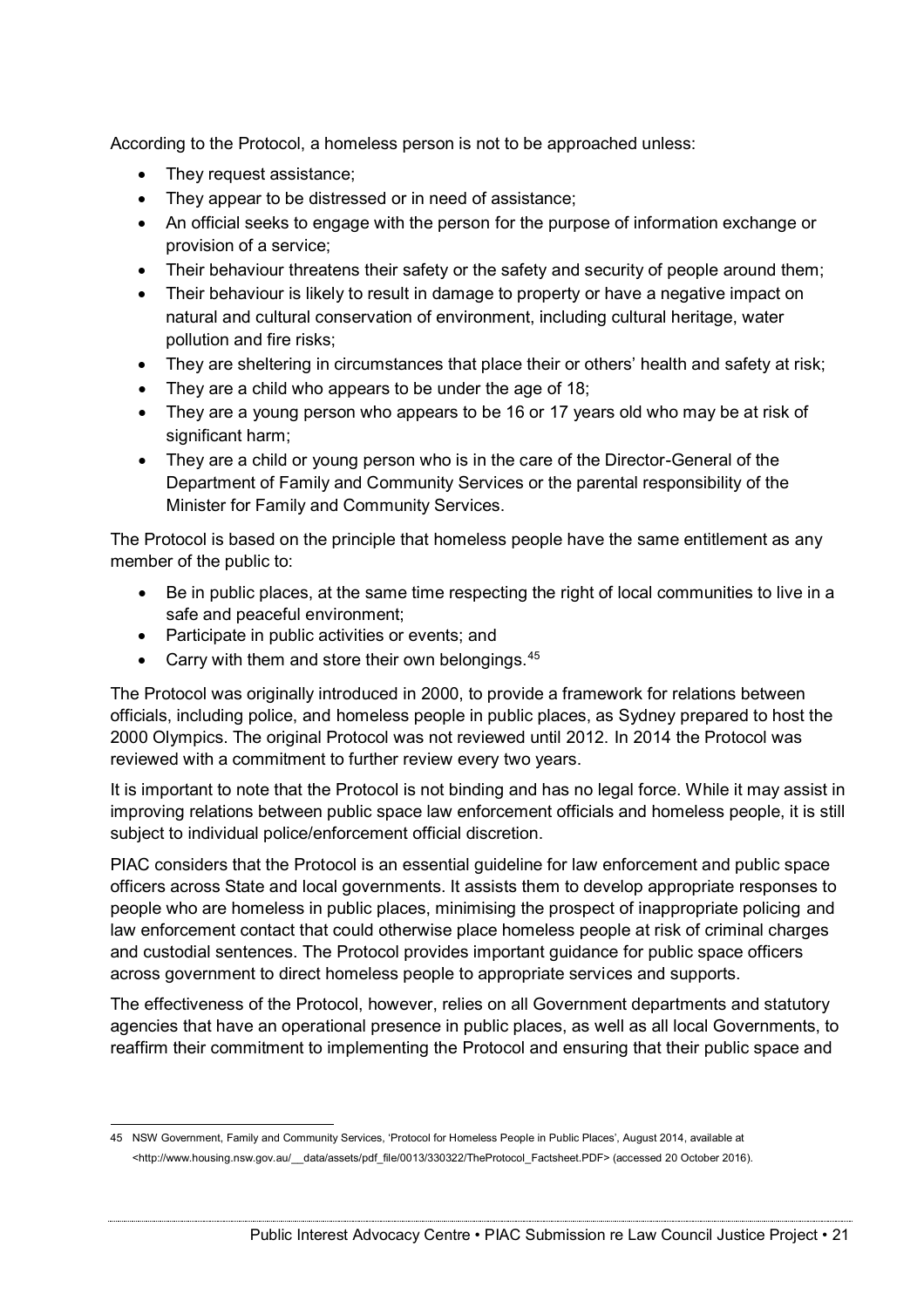According to the Protocol, a homeless person is not to be approached unless:

- They request assistance;
- They appear to be distressed or in need of assistance;
- An official seeks to engage with the person for the purpose of information exchange or provision of a service;
- Their behaviour threatens their safety or the safety and security of people around them;
- Their behaviour is likely to result in damage to property or have a negative impact on natural and cultural conservation of environment, including cultural heritage, water pollution and fire risks;
- They are sheltering in circumstances that place their or others' health and safety at risk;
- They are a child who appears to be under the age of 18;
- They are a young person who appears to be 16 or 17 years old who may be at risk of significant harm;
- They are a child or young person who is in the care of the Director-General of the Department of Family and Community Services or the parental responsibility of the Minister for Family and Community Services.

The Protocol is based on the principle that homeless people have the same entitlement as any member of the public to:

- Be in public places, at the same time respecting the right of local communities to live in a safe and peaceful environment;
- Participate in public activities or events; and
- Carry with them and store their own belongings.[45]

The Protocol was originally introduced in 2000, to provide a framework for relations between officials, including police, and homeless people in public places, as Sydney prepared to host the 2000 Olympics. The original Protocol was not reviewed until 2012. In 2014 the Protocol was reviewed with a commitment to further review every two years.

It is important to note that the Protocol is not binding and has no legal force. While it may assist in improving relations between public space law enforcement officials and homeless people, it is still subject to individual police/enforcement official discretion.

PIAC considers that the Protocol is an essential guideline for law enforcement and public space officers across State and local governments. It assists them to develop appropriate responses to people who are homeless in public places, minimising the prospect of inappropriate policing and law enforcement contact that could otherwise place homeless people at risk of criminal charges and custodial sentences. The Protocol provides important guidance for public space officers across government to direct homeless people to appropriate services and supports.

The effectiveness of the Protocol, however, relies on all Government departments and statutory agencies that have an operational presence in public places, as well as all local Governments, to reaffirm their commitment to implementing the Protocol and ensuring that their public space and

---

45 NSW Government, Family and Community Services, 'Protocol for Homeless People in Public Places', August 2014, available at <http://www.housing.nsw.gov.au/__data/assets/pdf_file/0013/330322/TheProtocol_Factsheet.PDF> (accessed 20 October 2016).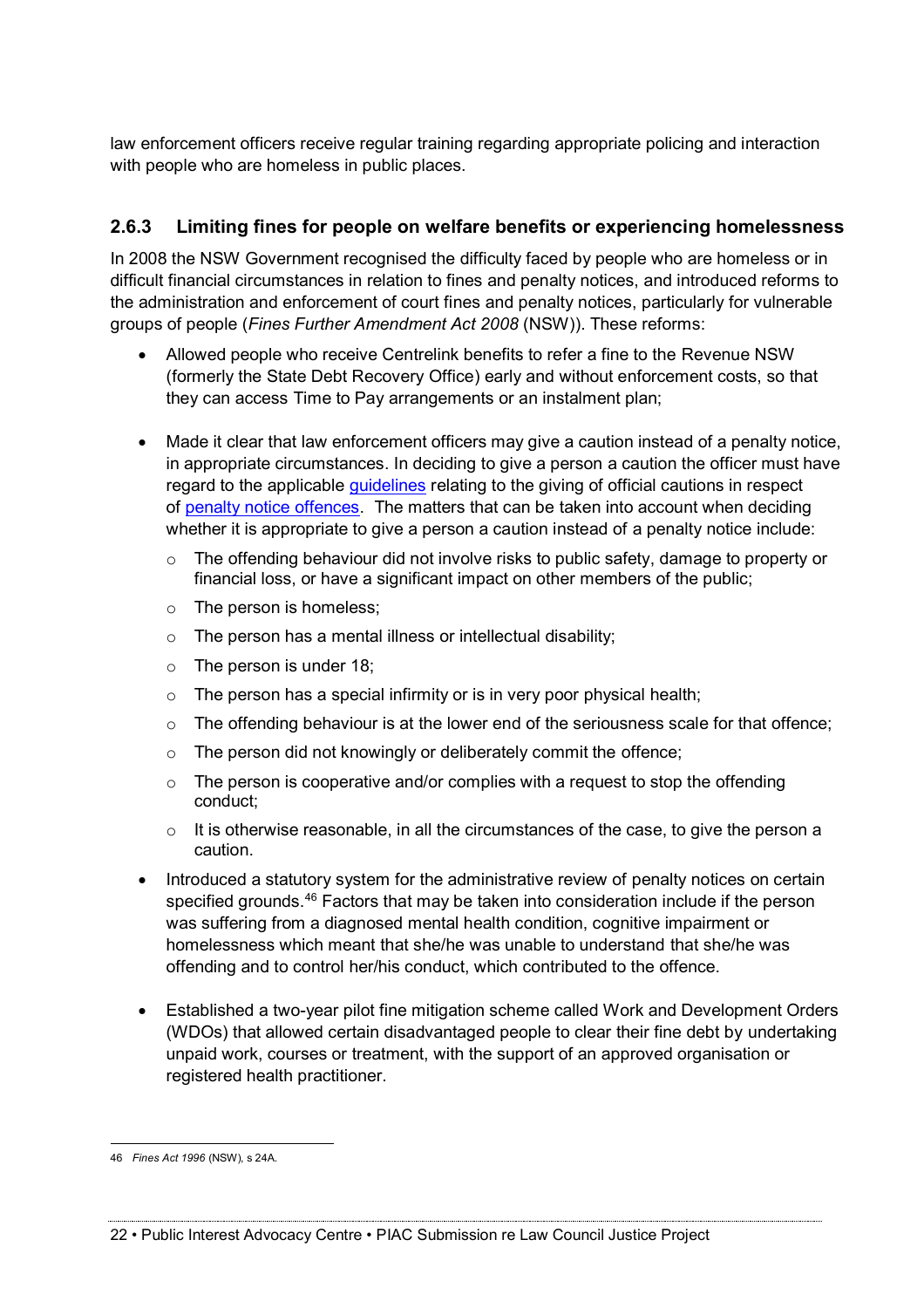law enforcement officers receive regular training regarding appropriate policing and interaction with people who are homeless in public places.

### 2.6.3 Limiting fines for people on welfare benefits or experiencing homelessness

In 2008 the NSW Government recognised the difficulty faced by people who are homeless or in difficult financial circumstances in relation to fines and penalty notices, and introduced reforms to the administration and enforcement of court fines and penalty notices, particularly for vulnerable groups of people (*Fines Further Amendment Act 2008* (NSW)). These reforms:

- Allowed people who receive Centrelink benefits to refer a fine to the Revenue NSW (formerly the State Debt Recovery Office) early and without enforcement costs, so that they can access Time to Pay arrangements or an instalment plan;

- Made it clear that law enforcement officers may give a caution instead of a penalty notice, in appropriate circumstances. In deciding to give a person a caution the officer must have regard to the applicable guidelines relating to the giving of official cautions in respect of penalty notice offences. The matters that can be taken into account when deciding whether it is appropriate to give a person a caution instead of a penalty notice include:
  - The offending behaviour did not involve risks to public safety, damage to property or financial loss, or have a significant impact on other members of the public;
  - The person is homeless;
  - The person has a mental illness or intellectual disability;
  - The person is under 18;
  - The person has a special infirmity or is in very poor physical health;
  - The offending behaviour is at the lower end of the seriousness scale for that offence;
  - The person did not knowingly or deliberately commit the offence;
  - The person is cooperative and/or complies with a request to stop the offending conduct;
  - It is otherwise reasonable, in all the circumstances of the case, to give the person a caution.

- Introduced a statutory system for the administrative review of penalty notices on certain specified grounds.[46] Factors that may be taken into consideration include if the person was suffering from a diagnosed mental health condition, cognitive impairment or homelessness which meant that she/he was unable to understand that she/he was offending and to control her/his conduct, which contributed to the offence.

- Established a two-year pilot fine mitigation scheme called Work and Development Orders (WDOs) that allowed certain disadvantaged people to clear their fine debt by undertaking unpaid work, courses or treatment, with the support of an approved organisation or registered health practitioner.

---

46 *Fines Act 1996* (NSW), s 24A.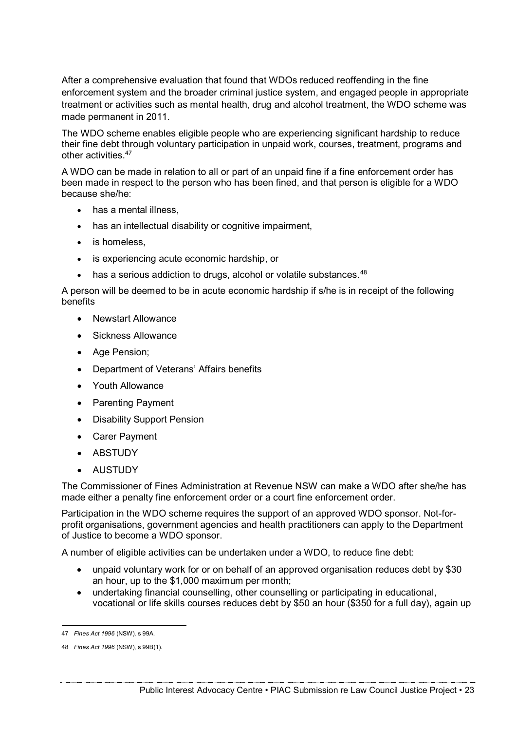After a comprehensive evaluation that found that WDOs reduced reoffending in the fine enforcement system and the broader criminal justice system, and engaged people in appropriate treatment or activities such as mental health, drug and alcohol treatment, the WDO scheme was made permanent in 2011.

The WDO scheme enables eligible people who are experiencing significant hardship to reduce their fine debt through voluntary participation in unpaid work, courses, treatment, programs and other activities.[47]

A WDO can be made in relation to all or part of an unpaid fine if a fine enforcement order has been made in respect to the person who has been fined, and that person is eligible for a WDO because she/he:

- has a mental illness,
- has an intellectual disability or cognitive impairment,
- is homeless,
- is experiencing acute economic hardship, or
- has a serious addiction to drugs, alcohol or volatile substances.[48]

A person will be deemed to be in acute economic hardship if s/he is in receipt of the following benefits

- Newstart Allowance
- Sickness Allowance
- Age Pension;
- Department of Veterans' Affairs benefits
- Youth Allowance
- Parenting Payment
- Disability Support Pension
- Carer Payment
- ABSTUDY
- AUSTUDY

The Commissioner of Fines Administration at Revenue NSW can make a WDO after she/he has made either a penalty fine enforcement order or a court fine enforcement order.

Participation in the WDO scheme requires the support of an approved WDO sponsor. Not-for-profit organisations, government agencies and health practitioners can apply to the Department of Justice to become a WDO sponsor.

A number of eligible activities can be undertaken under a WDO, to reduce fine debt:

- unpaid voluntary work for or on behalf of an approved organisation reduces debt by $30 an hour, up to the $1,000 maximum per month;
- undertaking financial counselling, other counselling or participating in educational, vocational or life skills courses reduces debt by $50 an hour ($350 for a full day), again up

---

47 *Fines Act 1996* (NSW), s 99A.

48 *Fines Act 1996* (NSW), s 99B(1).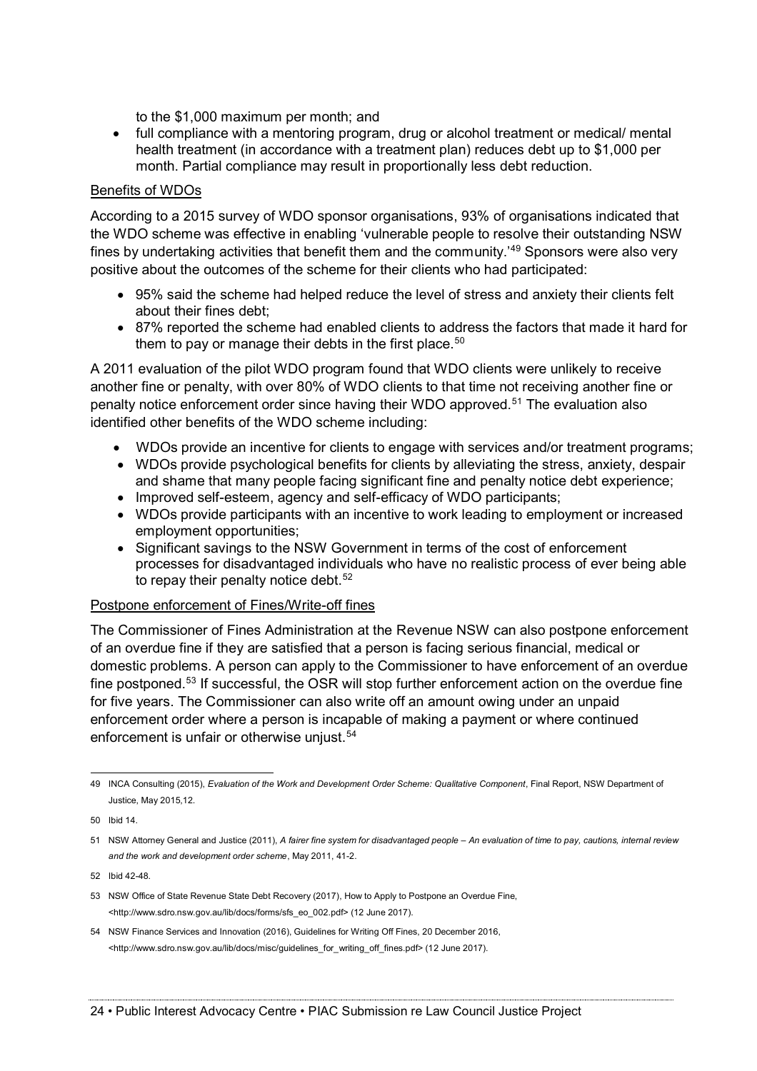to the $1,000 maximum per month; and

- full compliance with a mentoring program, drug or alcohol treatment or medical/ mental health treatment (in accordance with a treatment plan) reduces debt up to $1,000 per month. Partial compliance may result in proportionally less debt reduction.

Benefits of WDOs

According to a 2015 survey of WDO sponsor organisations, 93% of organisations indicated that the WDO scheme was effective in enabling 'vulnerable people to resolve their outstanding NSW fines by undertaking activities that benefit them and the community.'[49] Sponsors were also very positive about the outcomes of the scheme for their clients who had participated:

- 95% said the scheme had helped reduce the level of stress and anxiety their clients felt about their fines debt;
- 87% reported the scheme had enabled clients to address the factors that made it hard for them to pay or manage their debts in the first place.[50]

A 2011 evaluation of the pilot WDO program found that WDO clients were unlikely to receive another fine or penalty, with over 80% of WDO clients to that time not receiving another fine or penalty notice enforcement order since having their WDO approved.[51] The evaluation also identified other benefits of the WDO scheme including:

- WDOs provide an incentive for clients to engage with services and/or treatment programs;
- WDOs provide psychological benefits for clients by alleviating the stress, anxiety, despair and shame that many people facing significant fine and penalty notice debt experience;
- Improved self-esteem, agency and self-efficacy of WDO participants;
- WDOs provide participants with an incentive to work leading to employment or increased employment opportunities;
- Significant savings to the NSW Government in terms of the cost of enforcement processes for disadvantaged individuals who have no realistic process of ever being able to repay their penalty notice debt.[52]

Postpone enforcement of Fines/Write-off fines

The Commissioner of Fines Administration at the Revenue NSW can also postpone enforcement of an overdue fine if they are satisfied that a person is facing serious financial, medical or domestic problems. A person can apply to the Commissioner to have enforcement of an overdue fine postponed.[53] If successful, the OSR will stop further enforcement action on the overdue fine for five years. The Commissioner can also write off an amount owing under an unpaid enforcement order where a person is incapable of making a payment or where continued enforcement is unfair or otherwise unjust.[54]

---

49 INCA Consulting (2015), *Evaluation of the Work and Development Order Scheme: Qualitative Component*, Final Report, NSW Department of Justice, May 2015,12.

50 Ibid 14.

51 NSW Attorney General and Justice (2011), *A fairer fine system for disadvantaged people – An evaluation of time to pay, cautions, internal review and the work and development order scheme*, May 2011, 41-2.

52 Ibid 42-48.

53 NSW Office of State Revenue State Debt Recovery (2017), How to Apply to Postpone an Overdue Fine, <http://www.sdro.nsw.gov.au/lib/docs/forms/sfs_eo_002.pdf> (12 June 2017).

54 NSW Finance Services and Innovation (2016), Guidelines for Writing Off Fines, 20 December 2016, <http://www.sdro.nsw.gov.au/lib/docs/misc/guidelines_for_writing_off_fines.pdf> (12 June 2017).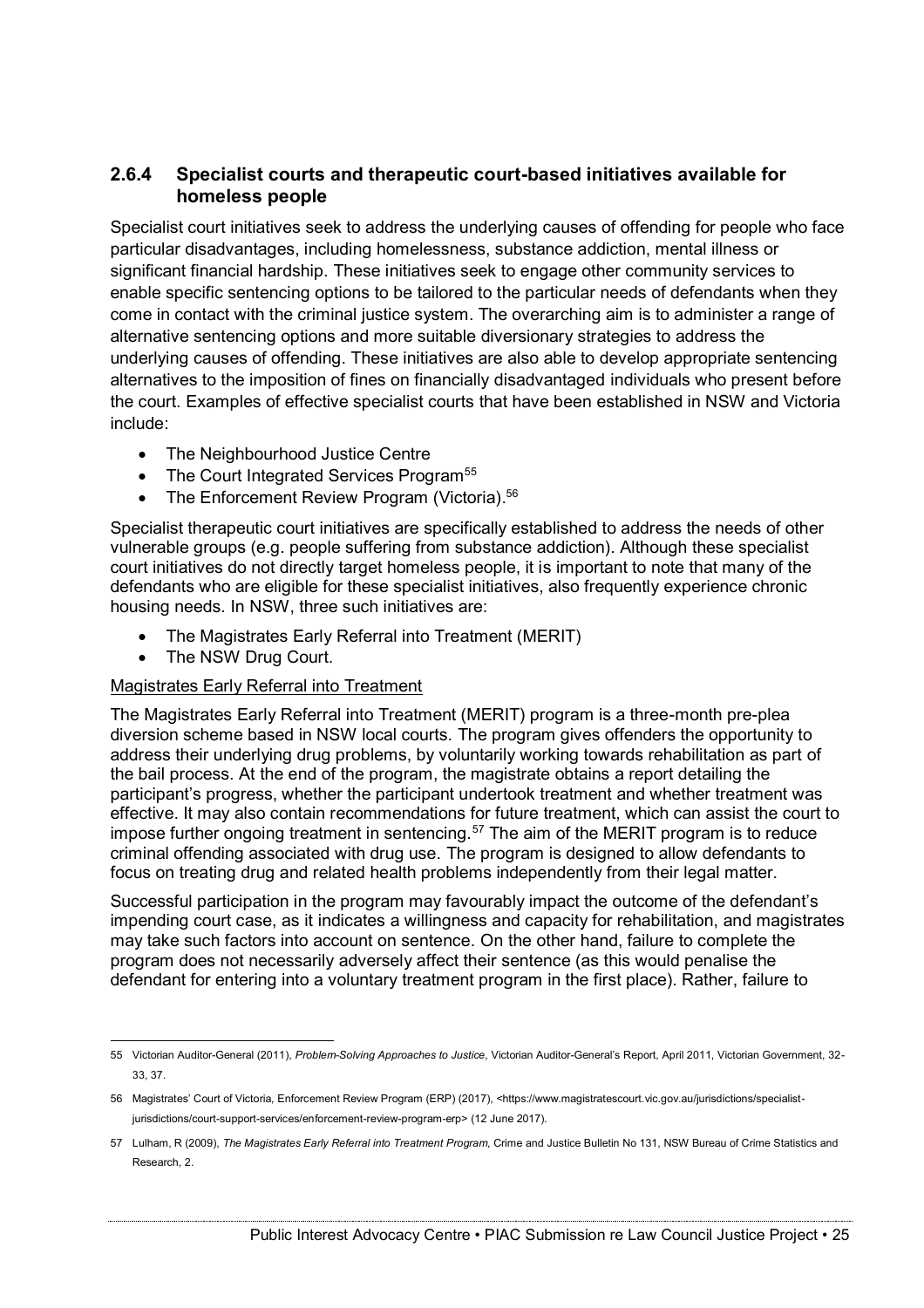### 2.6.4 Specialist courts and therapeutic court-based initiatives available for homeless people

Specialist court initiatives seek to address the underlying causes of offending for people who face particular disadvantages, including homelessness, substance addiction, mental illness or significant financial hardship. These initiatives seek to engage other community services to enable specific sentencing options to be tailored to the particular needs of defendants when they come in contact with the criminal justice system. The overarching aim is to administer a range of alternative sentencing options and more suitable diversionary strategies to address the underlying causes of offending. These initiatives are also able to develop appropriate sentencing alternatives to the imposition of fines on financially disadvantaged individuals who present before the court. Examples of effective specialist courts that have been established in NSW and Victoria include:

- The Neighbourhood Justice Centre
- The Court Integrated Services Program[55]
- The Enforcement Review Program (Victoria).[56]

Specialist therapeutic court initiatives are specifically established to address the needs of other vulnerable groups (e.g. people suffering from substance addiction). Although these specialist court initiatives do not directly target homeless people, it is important to note that many of the defendants who are eligible for these specialist initiatives, also frequently experience chronic housing needs. In NSW, three such initiatives are:

- The Magistrates Early Referral into Treatment (MERIT)
- The NSW Drug Court.

Magistrates Early Referral into Treatment

The Magistrates Early Referral into Treatment (MERIT) program is a three-month pre-plea diversion scheme based in NSW local courts. The program gives offenders the opportunity to address their underlying drug problems, by voluntarily working towards rehabilitation as part of the bail process. At the end of the program, the magistrate obtains a report detailing the participant's progress, whether the participant undertook treatment and whether treatment was effective. It may also contain recommendations for future treatment, which can assist the court to impose further ongoing treatment in sentencing.[57] The aim of the MERIT program is to reduce criminal offending associated with drug use. The program is designed to allow defendants to focus on treating drug and related health problems independently from their legal matter.

Successful participation in the program may favourably impact the outcome of the defendant's impending court case, as it indicates a willingness and capacity for rehabilitation, and magistrates may take such factors into account on sentence. On the other hand, failure to complete the program does not necessarily adversely affect their sentence (as this would penalise the defendant for entering into a voluntary treatment program in the first place). Rather, failure to

---

55 Victorian Auditor-General (2011), *Problem-Solving Approaches to Justice*, Victorian Auditor-General's Report, April 2011, Victorian Government, 32-33, 37.

56 Magistrates' Court of Victoria, Enforcement Review Program (ERP) (2017), <https://www.magistratescourt.vic.gov.au/jurisdictions/specialist-jurisdictions/court-support-services/enforcement-review-program-erp> (12 June 2017).

57 Lulham, R (2009), *The Magistrates Early Referral into Treatment Program*, Crime and Justice Bulletin No 131, NSW Bureau of Crime Statistics and Research, 2.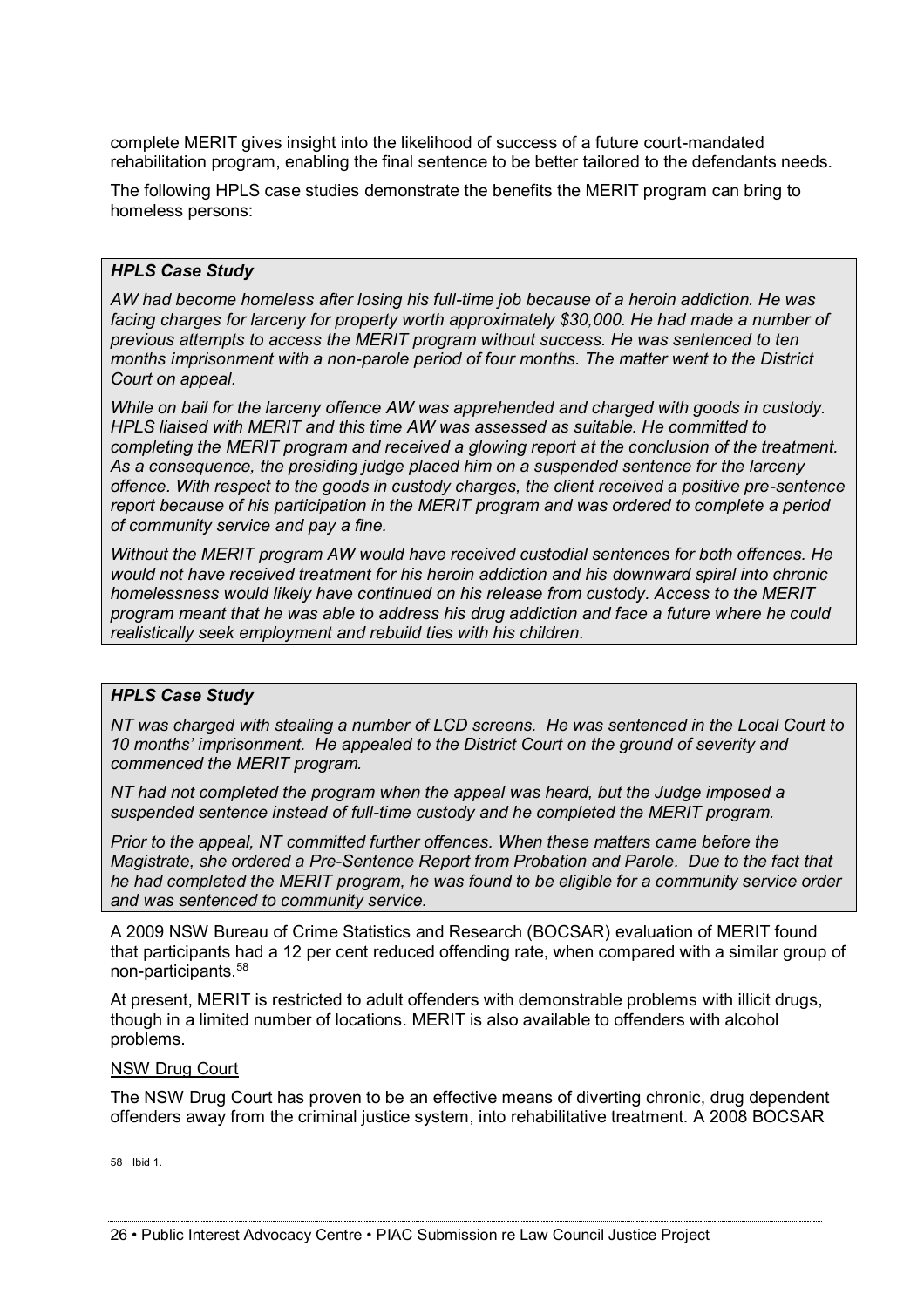complete MERIT gives insight into the likelihood of success of a future court-mandated rehabilitation program, enabling the final sentence to be better tailored to the defendants needs.

The following HPLS case studies demonstrate the benefits the MERIT program can bring to homeless persons:

> ***HPLS Case Study***
>
> *AW had become homeless after losing his full-time job because of a heroin addiction. He was facing charges for larceny for property worth approximately $30,000. He had made a number of previous attempts to access the MERIT program without success. He was sentenced to ten months imprisonment with a non-parole period of four months. The matter went to the District Court on appeal.*
>
> *While on bail for the larceny offence AW was apprehended and charged with goods in custody. HPLS liaised with MERIT and this time AW was assessed as suitable. He committed to completing the MERIT program and received a glowing report at the conclusion of the treatment. As a consequence, the presiding judge placed him on a suspended sentence for the larceny offence. With respect to the goods in custody charges, the client received a positive pre-sentence report because of his participation in the MERIT program and was ordered to complete a period of community service and pay a fine.*
>
> *Without the MERIT program AW would have received custodial sentences for both offences. He would not have received treatment for his heroin addiction and his downward spiral into chronic homelessness would likely have continued on his release from custody. Access to the MERIT program meant that he was able to address his drug addiction and face a future where he could realistically seek employment and rebuild ties with his children.*

> ***HPLS Case Study***
>
> *NT was charged with stealing a number of LCD screens. He was sentenced in the Local Court to 10 months' imprisonment. He appealed to the District Court on the ground of severity and commenced the MERIT program.*
>
> *NT had not completed the program when the appeal was heard, but the Judge imposed a suspended sentence instead of full-time custody and he completed the MERIT program.*
>
> *Prior to the appeal, NT committed further offences. When these matters came before the Magistrate, she ordered a Pre-Sentence Report from Probation and Parole. Due to the fact that he had completed the MERIT program, he was found to be eligible for a community service order and was sentenced to community service.*

A 2009 NSW Bureau of Crime Statistics and Research (BOCSAR) evaluation of MERIT found that participants had a 12 per cent reduced offending rate, when compared with a similar group of non-participants.[58]

At present, MERIT is restricted to adult offenders with demonstrable problems with illicit drugs, though in a limited number of locations. MERIT is also available to offenders with alcohol problems.

<u>NSW Drug Court</u>

The NSW Drug Court has proven to be an effective means of diverting chronic, drug dependent offenders away from the criminal justice system, into rehabilitative treatment. A 2008 BOCSAR

---

58 Ibid 1.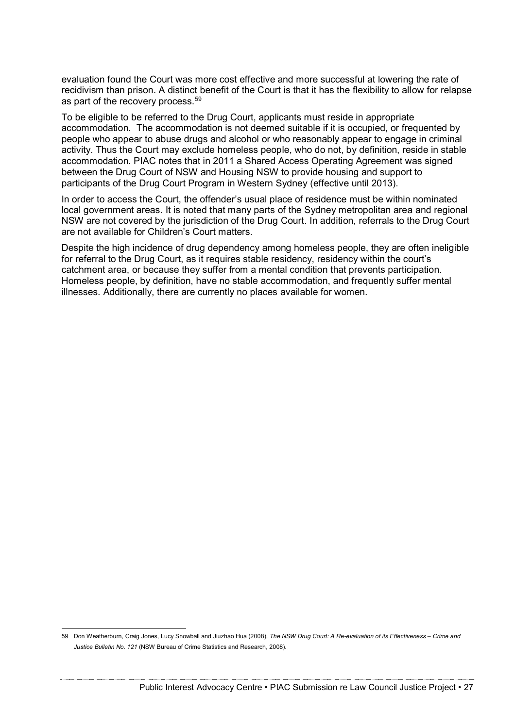evaluation found the Court was more cost effective and more successful at lowering the rate of recidivism than prison. A distinct benefit of the Court is that it has the flexibility to allow for relapse as part of the recovery process.[59]

To be eligible to be referred to the Drug Court, applicants must reside in appropriate accommodation. The accommodation is not deemed suitable if it is occupied, or frequented by people who appear to abuse drugs and alcohol or who reasonably appear to engage in criminal activity. Thus the Court may exclude homeless people, who do not, by definition, reside in stable accommodation. PIAC notes that in 2011 a Shared Access Operating Agreement was signed between the Drug Court of NSW and Housing NSW to provide housing and support to participants of the Drug Court Program in Western Sydney (effective until 2013).

In order to access the Court, the offender's usual place of residence must be within nominated local government areas. It is noted that many parts of the Sydney metropolitan area and regional NSW are not covered by the jurisdiction of the Drug Court. In addition, referrals to the Drug Court are not available for Children's Court matters.

Despite the high incidence of drug dependency among homeless people, they are often ineligible for referral to the Drug Court, as it requires stable residency, residency within the court's catchment area, or because they suffer from a mental condition that prevents participation. Homeless people, by definition, have no stable accommodation, and frequently suffer mental illnesses. Additionally, there are currently no places available for women.

---

59 Don Weatherburn, Craig Jones, Lucy Snowball and Jiuzhao Hua (2008), *The NSW Drug Court: A Re-evaluation of its Effectiveness – Crime and Justice Bulletin No. 121* (NSW Bureau of Crime Statistics and Research, 2008).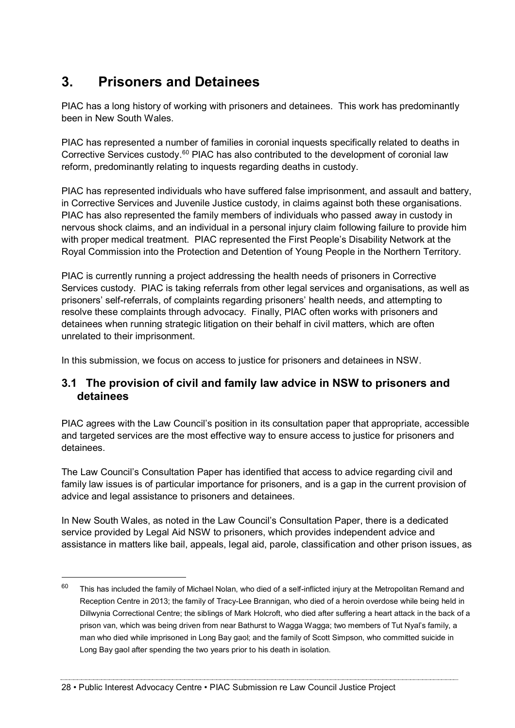# 3. Prisoners and Detainees

PIAC has a long history of working with prisoners and detainees. This work has predominantly been in New South Wales.

PIAC has represented a number of families in coronial inquests specifically related to deaths in Corrective Services custody.[60] PIAC has also contributed to the development of coronial law reform, predominantly relating to inquests regarding deaths in custody.

PIAC has represented individuals who have suffered false imprisonment, and assault and battery, in Corrective Services and Juvenile Justice custody, in claims against both these organisations. PIAC has also represented the family members of individuals who passed away in custody in nervous shock claims, and an individual in a personal injury claim following failure to provide him with proper medical treatment. PIAC represented the First People's Disability Network at the Royal Commission into the Protection and Detention of Young People in the Northern Territory.

PIAC is currently running a project addressing the health needs of prisoners in Corrective Services custody. PIAC is taking referrals from other legal services and organisations, as well as prisoners' self-referrals, of complaints regarding prisoners' health needs, and attempting to resolve these complaints through advocacy. Finally, PIAC often works with prisoners and detainees when running strategic litigation on their behalf in civil matters, which are often unrelated to their imprisonment.

In this submission, we focus on access to justice for prisoners and detainees in NSW.

## 3.1 The provision of civil and family law advice in NSW to prisoners and detainees

PIAC agrees with the Law Council's position in its consultation paper that appropriate, accessible and targeted services are the most effective way to ensure access to justice for prisoners and detainees.

The Law Council's Consultation Paper has identified that access to advice regarding civil and family law issues is of particular importance for prisoners, and is a gap in the current provision of advice and legal assistance to prisoners and detainees.

In New South Wales, as noted in the Law Council's Consultation Paper, there is a dedicated service provided by Legal Aid NSW to prisoners, which provides independent advice and assistance in matters like bail, appeals, legal aid, parole, classification and other prison issues, as

---

[60] This has included the family of Michael Nolan, who died of a self-inflicted injury at the Metropolitan Remand and Reception Centre in 2013; the family of Tracy-Lee Brannigan, who died of a heroin overdose while being held in Dillwynia Correctional Centre; the siblings of Mark Holcroft, who died after suffering a heart attack in the back of a prison van, which was being driven from near Bathurst to Wagga Wagga; two members of Tut Nyal's family, a man who died while imprisoned in Long Bay gaol; and the family of Scott Simpson, who committed suicide in Long Bay gaol after spending the two years prior to his death in isolation.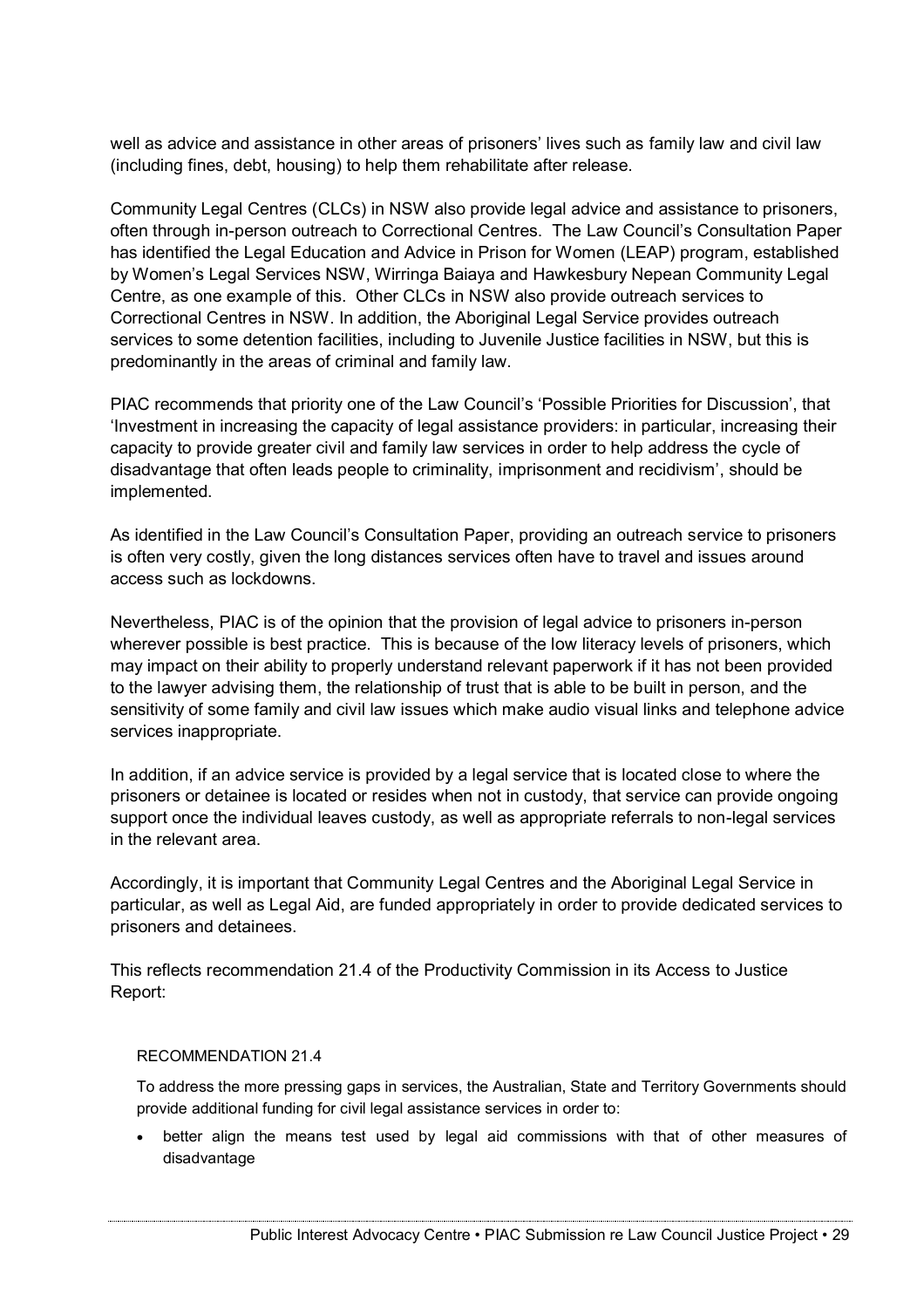well as advice and assistance in other areas of prisoners' lives such as family law and civil law (including fines, debt, housing) to help them rehabilitate after release.

Community Legal Centres (CLCs) in NSW also provide legal advice and assistance to prisoners, often through in-person outreach to Correctional Centres. The Law Council's Consultation Paper has identified the Legal Education and Advice in Prison for Women (LEAP) program, established by Women's Legal Services NSW, Wirringa Baiaya and Hawkesbury Nepean Community Legal Centre, as one example of this. Other CLCs in NSW also provide outreach services to Correctional Centres in NSW. In addition, the Aboriginal Legal Service provides outreach services to some detention facilities, including to Juvenile Justice facilities in NSW, but this is predominantly in the areas of criminal and family law.

PIAC recommends that priority one of the Law Council's 'Possible Priorities for Discussion', that 'Investment in increasing the capacity of legal assistance providers: in particular, increasing their capacity to provide greater civil and family law services in order to help address the cycle of disadvantage that often leads people to criminality, imprisonment and recidivism', should be implemented.

As identified in the Law Council's Consultation Paper, providing an outreach service to prisoners is often very costly, given the long distances services often have to travel and issues around access such as lockdowns.

Nevertheless, PIAC is of the opinion that the provision of legal advice to prisoners in-person wherever possible is best practice. This is because of the low literacy levels of prisoners, which may impact on their ability to properly understand relevant paperwork if it has not been provided to the lawyer advising them, the relationship of trust that is able to be built in person, and the sensitivity of some family and civil law issues which make audio visual links and telephone advice services inappropriate.

In addition, if an advice service is provided by a legal service that is located close to where the prisoners or detainee is located or resides when not in custody, that service can provide ongoing support once the individual leaves custody, as well as appropriate referrals to non-legal services in the relevant area.

Accordingly, it is important that Community Legal Centres and the Aboriginal Legal Service in particular, as well as Legal Aid, are funded appropriately in order to provide dedicated services to prisoners and detainees.

This reflects recommendation 21.4 of the Productivity Commission in its Access to Justice Report:

> RECOMMENDATION 21.4
>
> To address the more pressing gaps in services, the Australian, State and Territory Governments should provide additional funding for civil legal assistance services in order to:
>
> - better align the means test used by legal aid commissions with that of other measures of disadvantage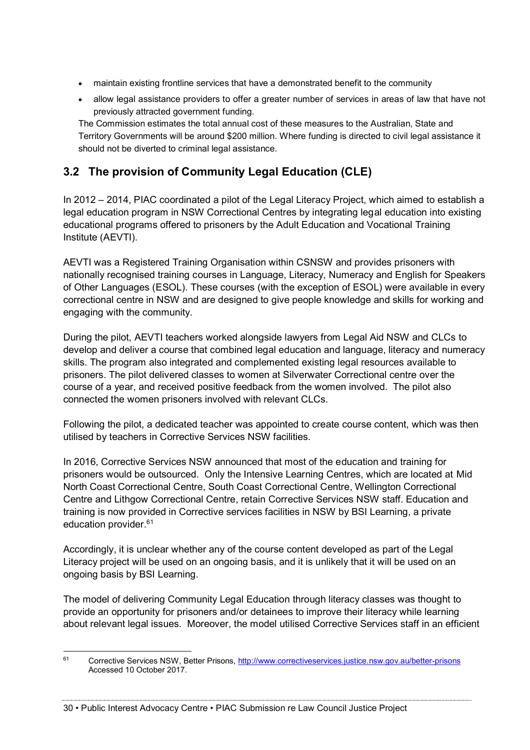- maintain existing frontline services that have a demonstrated benefit to the community
- allow legal assistance providers to offer a greater number of services in areas of law that have not previously attracted government funding.

The Commission estimates the total annual cost of these measures to the Australian, State and Territory Governments will be around $200 million. Where funding is directed to civil legal assistance it should not be diverted to criminal legal assistance.

## 3.2 The provision of Community Legal Education (CLE)

In 2012 – 2014, PIAC coordinated a pilot of the Legal Literacy Project, which aimed to establish a legal education program in NSW Correctional Centres by integrating legal education into existing educational programs offered to prisoners by the Adult Education and Vocational Training Institute (AEVTI).

AEVTI was a Registered Training Organisation within CSNSW and provides prisoners with nationally recognised training courses in Language, Literacy, Numeracy and English for Speakers of Other Languages (ESOL). These courses (with the exception of ESOL) were available in every correctional centre in NSW and are designed to give people knowledge and skills for working and engaging with the community.

During the pilot, AEVTI teachers worked alongside lawyers from Legal Aid NSW and CLCs to develop and deliver a course that combined legal education and language, literacy and numeracy skills. The program also integrated and complemented existing legal resources available to prisoners. The pilot delivered classes to women at Silverwater Correctional centre over the course of a year, and received positive feedback from the women involved. The pilot also connected the women prisoners involved with relevant CLCs.

Following the pilot, a dedicated teacher was appointed to create course content, which was then utilised by teachers in Corrective Services NSW facilities.

In 2016, Corrective Services NSW announced that most of the education and training for prisoners would be outsourced. Only the Intensive Learning Centres, which are located at Mid North Coast Correctional Centre, South Coast Correctional Centre, Wellington Correctional Centre and Lithgow Correctional Centre, retain Corrective Services NSW staff. Education and training is now provided in Corrective services facilities in NSW by BSI Learning, a private education provider.[61]

Accordingly, it is unclear whether any of the course content developed as part of the Legal Literacy project will be used on an ongoing basis, and it is unlikely that it will be used on an ongoing basis by BSI Learning.

The model of delivering Community Legal Education through literacy classes was thought to provide an opportunity for prisoners and/or detainees to improve their literacy while learning about relevant legal issues. Moreover, the model utilised Corrective Services staff in an efficient

[61] Corrective Services NSW, Better Prisons, http://www.correctiveservices.justice.nsw.gov.au/better-prisons Accessed 10 October 2017.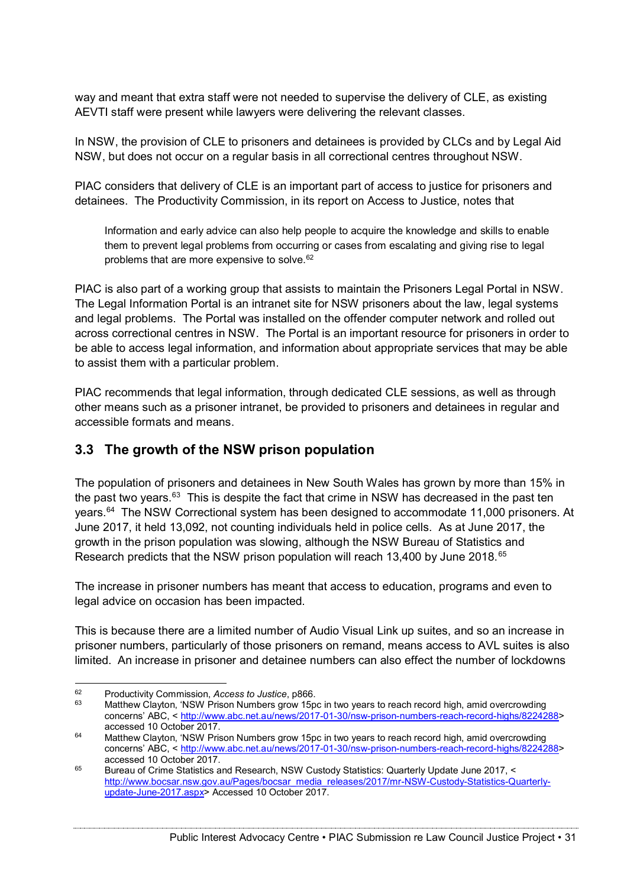way and meant that extra staff were not needed to supervise the delivery of CLE, as existing AEVTI staff were present while lawyers were delivering the relevant classes.

In NSW, the provision of CLE to prisoners and detainees is provided by CLCs and by Legal Aid NSW, but does not occur on a regular basis in all correctional centres throughout NSW.

PIAC considers that delivery of CLE is an important part of access to justice for prisoners and detainees. The Productivity Commission, in its report on Access to Justice, notes that

> Information and early advice can also help people to acquire the knowledge and skills to enable them to prevent legal problems from occurring or cases from escalating and giving rise to legal problems that are more expensive to solve.[62]

PIAC is also part of a working group that assists to maintain the Prisoners Legal Portal in NSW. The Legal Information Portal is an intranet site for NSW prisoners about the law, legal systems and legal problems. The Portal was installed on the offender computer network and rolled out across correctional centres in NSW. The Portal is an important resource for prisoners in order to be able to access legal information, and information about appropriate services that may be able to assist them with a particular problem.

PIAC recommends that legal information, through dedicated CLE sessions, as well as through other means such as a prisoner intranet, be provided to prisoners and detainees in regular and accessible formats and means.

## 3.3 The growth of the NSW prison population

The population of prisoners and detainees in New South Wales has grown by more than 15% in the past two years.[63] This is despite the fact that crime in NSW has decreased in the past ten years.[64] The NSW Correctional system has been designed to accommodate 11,000 prisoners. At June 2017, it held 13,092, not counting individuals held in police cells. As at June 2017, the growth in the prison population was slowing, although the NSW Bureau of Statistics and Research predicts that the NSW prison population will reach 13,400 by June 2018.[65]

The increase in prisoner numbers has meant that access to education, programs and even to legal advice on occasion has been impacted.

This is because there are a limited number of Audio Visual Link up suites, and so an increase in prisoner numbers, particularly of those prisoners on remand, means access to AVL suites is also limited. An increase in prisoner and detainee numbers can also effect the number of lockdowns

---

[62] Productivity Commission, *Access to Justice*, p866.

[63] Matthew Clayton, 'NSW Prison Numbers grow 15pc in two years to reach record high, amid overcrowding concerns' ABC, < http://www.abc.net.au/news/2017-01-30/nsw-prison-numbers-reach-record-highs/8224288> accessed 10 October 2017.

[64] Matthew Clayton, 'NSW Prison Numbers grow 15pc in two years to reach record high, amid overcrowding concerns' ABC, < http://www.abc.net.au/news/2017-01-30/nsw-prison-numbers-reach-record-highs/8224288> accessed 10 October 2017.

[65] Bureau of Crime Statistics and Research, NSW Custody Statistics: Quarterly Update June 2017, < http://www.bocsar.nsw.gov.au/Pages/bocsar_media_releases/2017/mr-NSW-Custody-Statistics-Quarterly-update-June-2017.aspx> Accessed 10 October 2017.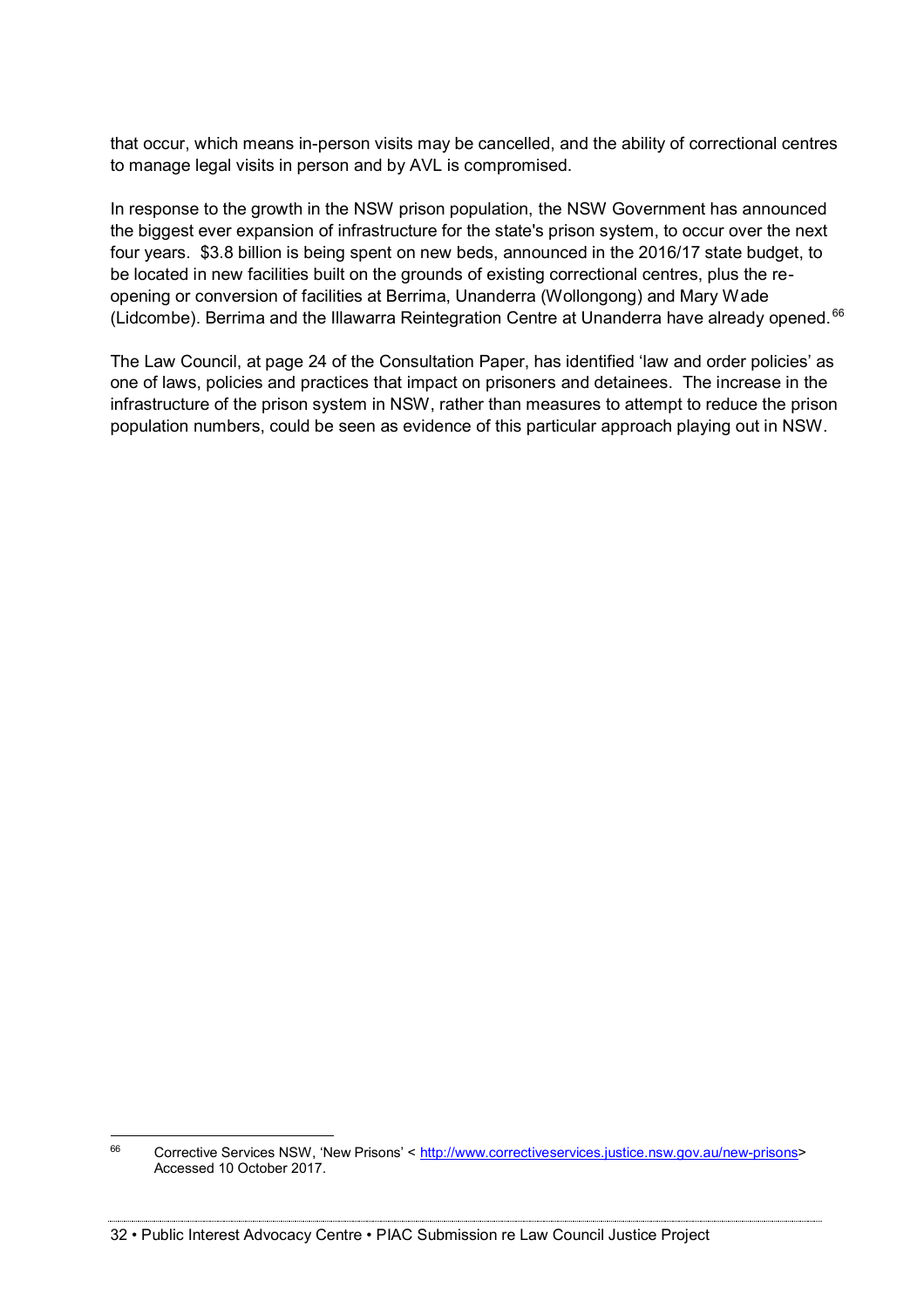that occur, which means in-person visits may be cancelled, and the ability of correctional centres to manage legal visits in person and by AVL is compromised.

In response to the growth in the NSW prison population, the NSW Government has announced the biggest ever expansion of infrastructure for the state's prison system, to occur over the next four years. $3.8 billion is being spent on new beds, announced in the 2016/17 state budget, to be located in new facilities built on the grounds of existing correctional centres, plus the re-opening or conversion of facilities at Berrima, Unanderra (Wollongong) and Mary Wade (Lidcombe). Berrima and the Illawarra Reintegration Centre at Unanderra have already opened.[66]

The Law Council, at page 24 of the Consultation Paper, has identified 'law and order policies' as one of laws, policies and practices that impact on prisoners and detainees. The increase in the infrastructure of the prison system in NSW, rather than measures to attempt to reduce the prison population numbers, could be seen as evidence of this particular approach playing out in NSW.

[66] Corrective Services NSW, 'New Prisons' < http://www.correctiveservices.justice.nsw.gov.au/new-prisons> Accessed 10 October 2017.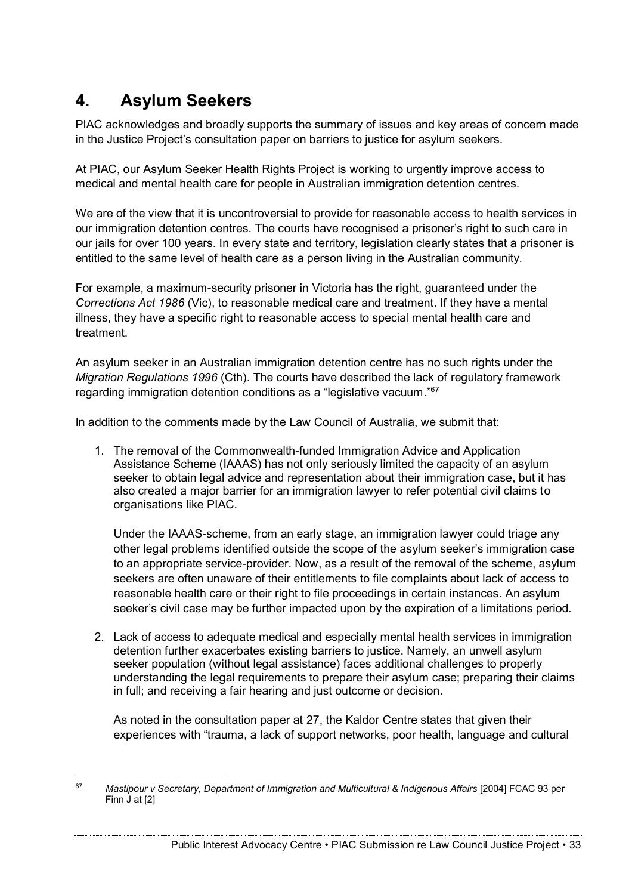# 4. Asylum Seekers

PIAC acknowledges and broadly supports the summary of issues and key areas of concern made in the Justice Project's consultation paper on barriers to justice for asylum seekers.

At PIAC, our Asylum Seeker Health Rights Project is working to urgently improve access to medical and mental health care for people in Australian immigration detention centres.

We are of the view that it is uncontroversial to provide for reasonable access to health services in our immigration detention centres. The courts have recognised a prisoner's right to such care in our jails for over 100 years. In every state and territory, legislation clearly states that a prisoner is entitled to the same level of health care as a person living in the Australian community.

For example, a maximum-security prisoner in Victoria has the right, guaranteed under the *Corrections Act 1986* (Vic), to reasonable medical care and treatment. If they have a mental illness, they have a specific right to reasonable access to special mental health care and treatment.

An asylum seeker in an Australian immigration detention centre has no such rights under the *Migration Regulations 1996* (Cth). The courts have described the lack of regulatory framework regarding immigration detention conditions as a "legislative vacuum."[67]

In addition to the comments made by the Law Council of Australia, we submit that:

1. The removal of the Commonwealth-funded Immigration Advice and Application Assistance Scheme (IAAAS) has not only seriously limited the capacity of an asylum seeker to obtain legal advice and representation about their immigration case, but it has also created a major barrier for an immigration lawyer to refer potential civil claims to organisations like PIAC.

   Under the IAAAS-scheme, from an early stage, an immigration lawyer could triage any other legal problems identified outside the scope of the asylum seeker's immigration case to an appropriate service-provider. Now, as a result of the removal of the scheme, asylum seekers are often unaware of their entitlements to file complaints about lack of access to reasonable health care or their right to file proceedings in certain instances. An asylum seeker's civil case may be further impacted upon by the expiration of a limitations period.

2. Lack of access to adequate medical and especially mental health services in immigration detention further exacerbates existing barriers to justice. Namely, an unwell asylum seeker population (without legal assistance) faces additional challenges to properly understanding the legal requirements to prepare their asylum case; preparing their claims in full; and receiving a fair hearing and just outcome or decision.

   As noted in the consultation paper at 27, the Kaldor Centre states that given their experiences with "trauma, a lack of support networks, poor health, language and cultural

---

[67] *Mastipour v Secretary, Department of Immigration and Multicultural & Indigenous Affairs* [2004] FCAC 93 per Finn J at [2]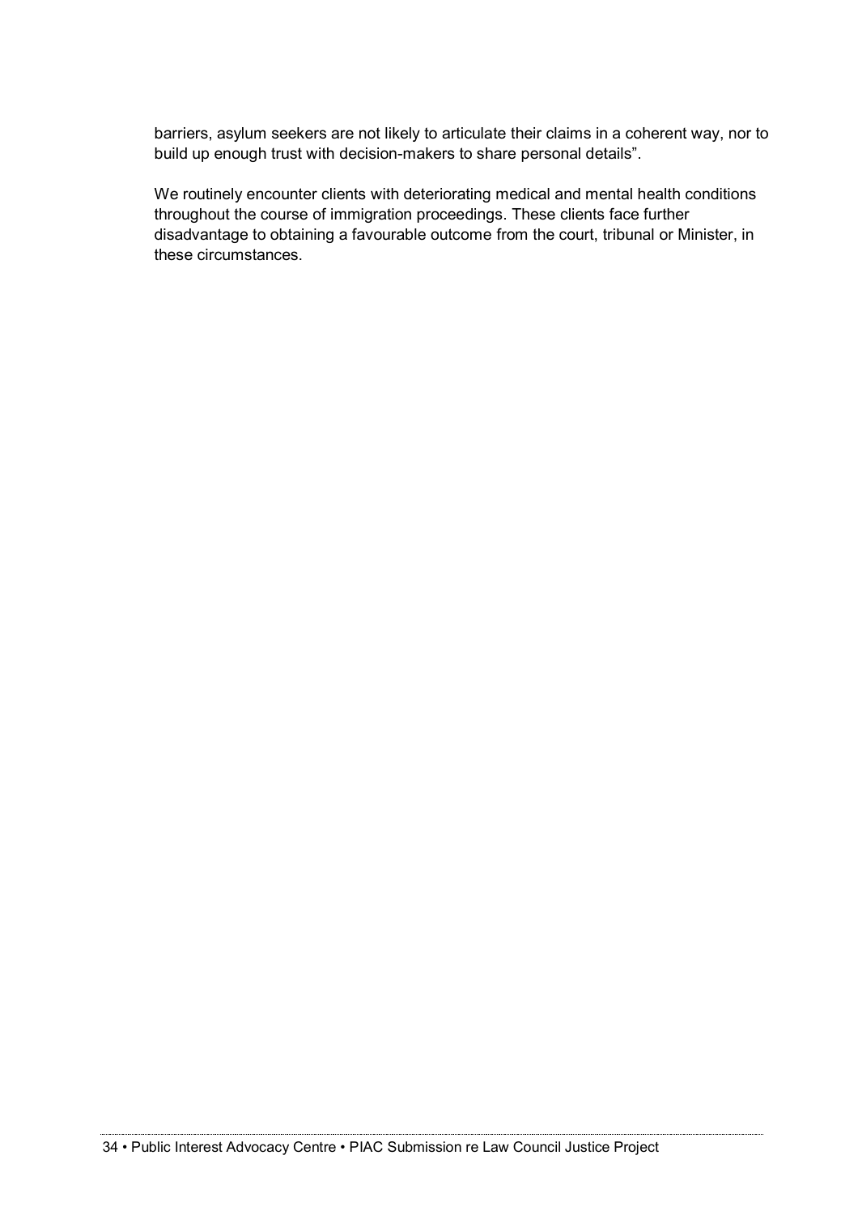barriers, asylum seekers are not likely to articulate their claims in a coherent way, nor to build up enough trust with decision-makers to share personal details".

We routinely encounter clients with deteriorating medical and mental health conditions throughout the course of immigration proceedings. These clients face further disadvantage to obtaining a favourable outcome from the court, tribunal or Minister, in these circumstances.